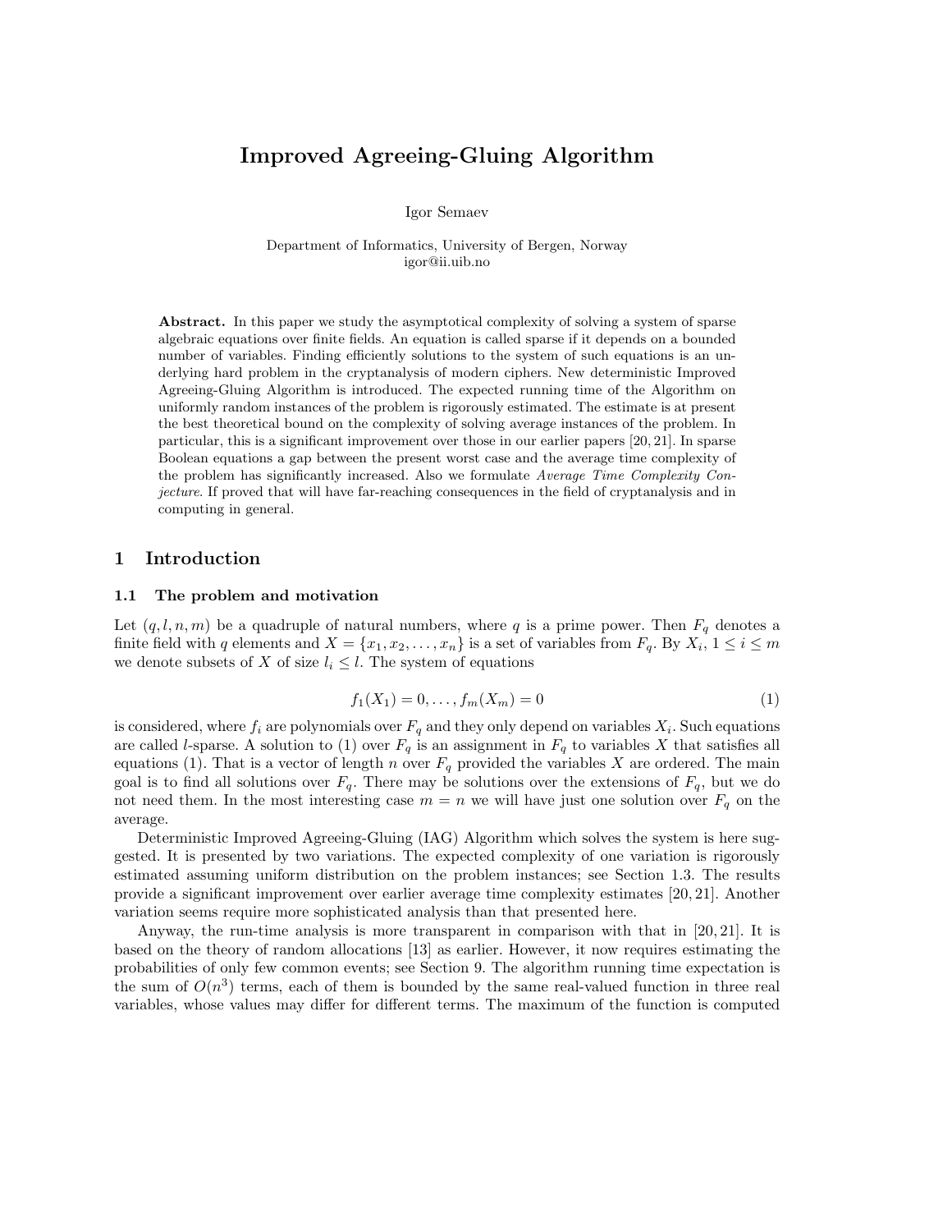# Improved Agreeing-Gluing Algorithm

Igor Semaev

Department of Informatics, University of Bergen, Norway
igor@ii.uib.no

**Abstract.** In this paper we study the asymptotical complexity of solving a system of sparse algebraic equations over finite fields. An equation is called sparse if it depends on a bounded number of variables. Finding efficiently solutions to the system of such equations is an underlying hard problem in the cryptanalysis of modern ciphers. New deterministic Improved Agreeing-Gluing Algorithm is introduced. The expected running time of the Algorithm on uniformly random instances of the problem is rigorously estimated. The estimate is at present the best theoretical bound on the complexity of solving average instances of the problem. In particular, this is a significant improvement over those in our earlier papers [20, 21]. In sparse Boolean equations a gap between the present worst case and the average time complexity of the problem has significantly increased. Also we formulate *Average Time Complexity Conjecture*. If proved that will have far-reaching consequences in the field of cryptanalysis and in computing in general.

## 1 Introduction

### 1.1 The problem and motivation

Let $(q, l, n, m)$ be a quadruple of natural numbers, where $q$ is a prime power. Then $F_q$ denotes a finite field with $q$ elements and $X = \{x_1, x_2, \ldots, x_n\}$ is a set of variables from $F_q$. By $X_i$, $1 \le i \le m$ we denote subsets of $X$ of size $l_i \le l$. The system of equations

$$f_1(X_1) = 0, \ldots, f_m(X_m) = 0 \tag{1}$$

is considered, where $f_i$ are polynomials over $F_q$ and they only depend on variables $X_i$. Such equations are called $l$-sparse. A solution to (1) over $F_q$ is an assignment in $F_q$ to variables $X$ that satisfies all equations (1). That is a vector of length $n$ over $F_q$ provided the variables $X$ are ordered. The main goal is to find all solutions over $F_q$. There may be solutions over the extensions of $F_q$, but we do not need them. In the most interesting case $m = n$ we will have just one solution over $F_q$ on the average.

Deterministic Improved Agreeing-Gluing (IAG) Algorithm which solves the system is here suggested. It is presented by two variations. The expected complexity of one variation is rigorously estimated assuming uniform distribution on the problem instances; see Section 1.3. The results provide a significant improvement over earlier average time complexity estimates [20, 21]. Another variation seems require more sophisticated analysis than that presented here.

Anyway, the run-time analysis is more transparent in comparison with that in [20, 21]. It is based on the theory of random allocations [13] as earlier. However, it now requires estimating the probabilities of only few common events; see Section 9. The algorithm running time expectation is the sum of $O(n^3)$ terms, each of them is bounded by the same real-valued function in three real variables, whose values may differ for different terms. The maximum of the function is computed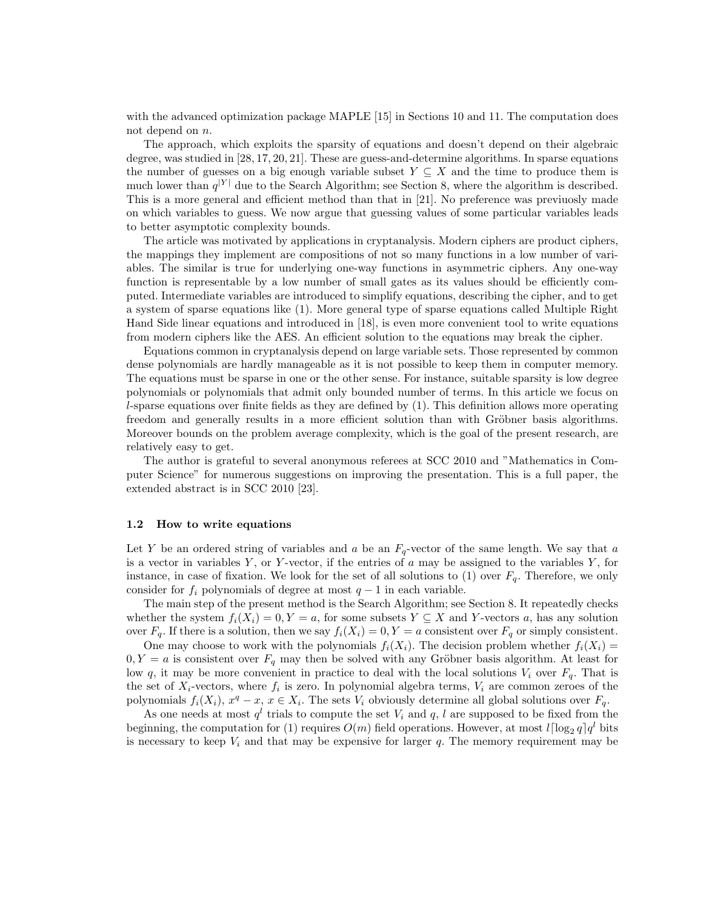with the advanced optimization package MAPLE [15] in Sections 10 and 11. The computation does not depend on $n$.

The approach, which exploits the sparsity of equations and doesn't depend on their algebraic degree, was studied in [28, 17, 20, 21]. These are guess-and-determine algorithms. In sparse equations the number of guesses on a big enough variable subset $Y \subseteq X$ and the time to produce them is much lower than $q^{|Y|}$ due to the Search Algorithm; see Section 8, where the algorithm is described. This is a more general and efficient method than that in [21]. No preference was previuosly made on which variables to guess. We now argue that guessing values of some particular variables leads to better asymptotic complexity bounds.

The article was motivated by applications in cryptanalysis. Modern ciphers are product ciphers, the mappings they implement are compositions of not so many functions in a low number of variables. The similar is true for underlying one-way functions in asymmetric ciphers. Any one-way function is representable by a low number of small gates as its values should be efficiently computed. Intermediate variables are introduced to simplify equations, describing the cipher, and to get a system of sparse equations like (1). More general type of sparse equations called Multiple Right Hand Side linear equations and introduced in [18], is even more convenient tool to write equations from modern ciphers like the AES. An efficient solution to the equations may break the cipher.

Equations common in cryptanalysis depend on large variable sets. Those represented by common dense polynomials are hardly manageable as it is not possible to keep them in computer memory. The equations must be sparse in one or the other sense. For instance, suitable sparsity is low degree polynomials or polynomials that admit only bounded number of terms. In this article we focus on $l$-sparse equations over finite fields as they are defined by (1). This definition allows more operating freedom and generally results in a more efficient solution than with Gröbner basis algorithms. Moreover bounds on the problem average complexity, which is the goal of the present research, are relatively easy to get.

The author is grateful to several anonymous referees at SCC 2010 and "Mathematics in Computer Science" for numerous suggestions on improving the presentation. This is a full paper, the extended abstract is in SCC 2010 [23].

### 1.2 How to write equations

Let $Y$ be an ordered string of variables and $a$ be an $F_q$-vector of the same length. We say that $a$ is a vector in variables $Y$, or $Y$-vector, if the entries of $a$ may be assigned to the variables $Y$, for instance, in case of fixation. We look for the set of all solutions to (1) over $F_q$. Therefore, we only consider for $f_i$ polynomials of degree at most $q-1$ in each variable.

The main step of the present method is the Search Algorithm; see Section 8. It repeatedly checks whether the system $f_i(X_i) = 0, Y = a$, for some subsets $Y \subseteq X$ and $Y$-vectors $a$, has any solution over $F_q$. If there is a solution, then we say $f_i(X_i) = 0, Y = a$ consistent over $F_q$ or simply consistent.

One may choose to work with the polynomials $f_i(X_i)$. The decision problem whether $f_i(X_i) = 0, Y = a$ is consistent over $F_q$ may then be solved with any Gröbner basis algorithm. At least for low $q$, it may be more convenient in practice to deal with the local solutions $V_i$ over $F_q$. That is the set of $X_i$-vectors, where $f_i$ is zero. In polynomial algebra terms, $V_i$ are common zeroes of the polynomials $f_i(X_i)$, $x^q - x$, $x \in X_i$. The sets $V_i$ obviously determine all global solutions over $F_q$.

As one needs at most $q^l$ trials to compute the set $V_i$ and $q, l$ are supposed to be fixed from the beginning, the computation for (1) requires $O(m)$ field operations. However, at most $l\lceil \log_2 q \rceil q^l$ bits is necessary to keep $V_i$ and that may be expensive for larger $q$. The memory requirement may be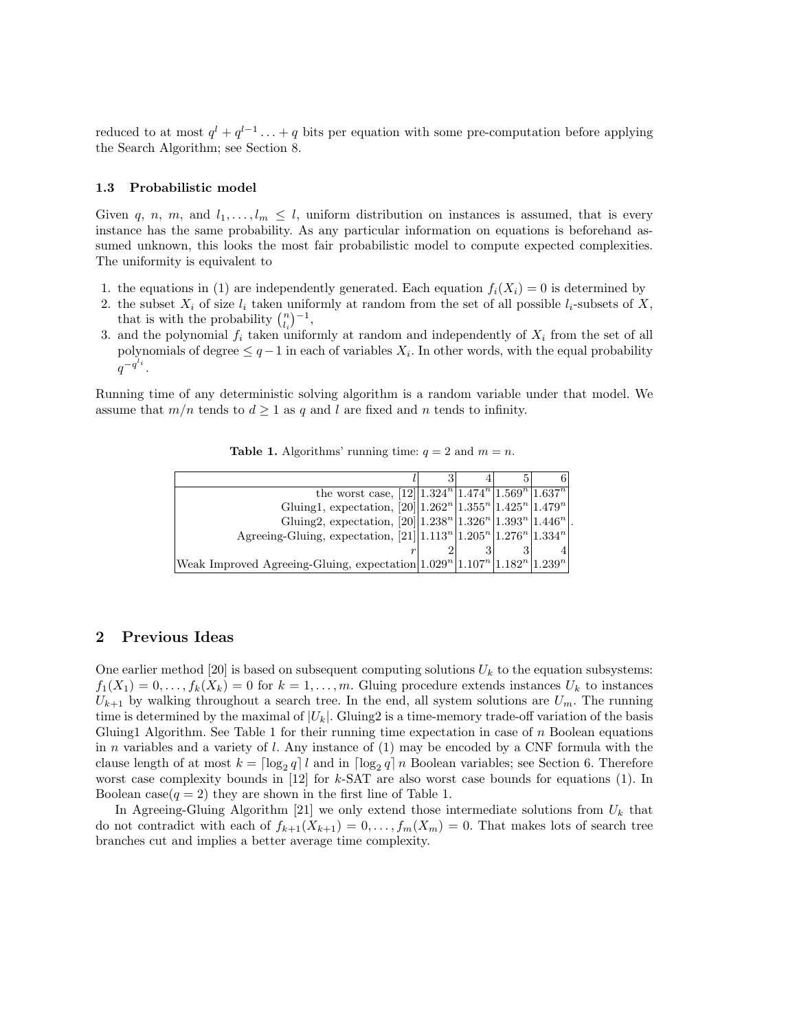reduced to at most $q^l + q^{l-1} \ldots + q$ bits per equation with some pre-computation before applying the Search Algorithm; see Section 8.

### 1.3 Probabilistic model

Given $q$, $n$, $m$, and $l_1, \ldots, l_m \le l$, uniform distribution on instances is assumed, that is every instance has the same probability. As any particular information on equations is beforehand assumed unknown, this looks the most fair probabilistic model to compute expected complexities. The uniformity is equivalent to

1. the equations in (1) are independently generated. Each equation $f_i(X_i) = 0$ is determined by
2. the subset $X_i$ of size $l_i$ taken uniformly at random from the set of all possible $l_i$-subsets of $X$, that is with the probability $\binom{n}{l_i}^{-1}$,
3. and the polynomial $f_i$ taken uniformly at random and independently of $X_i$ from the set of all polynomials of degree $\le q-1$ in each of variables $X_i$. In other words, with the equal probability $q^{-q^{l_i}}$.

Running time of any deterministic solving algorithm is a random variable under that model. We assume that $m/n$ tends to $d \ge 1$ as $q$ and $l$ are fixed and $n$ tends to infinity.

**Table 1.** Algorithms' running time: $q = 2$ and $m = n$.

| $l$ | 3 | 4 | 5 | 6 |
|---|---|---|---|---|
| the worst case, [12] | $1.324^n$ | $1.474^n$ | $1.569^n$ | $1.637^n$ |
| Gluing1, expectation, [20] | $1.262^n$ | $1.355^n$ | $1.425^n$ | $1.479^n$ |
| Gluing2, expectation, [20] | $1.238^n$ | $1.326^n$ | $1.393^n$ | $1.446^n$ |
| Agreeing-Gluing, expectation, [21] | $1.113^n$ | $1.205^n$ | $1.276^n$ | $1.334^n$ |
| $r$ | 2 | 3 | 3 | 4 |
| Weak Improved Agreeing-Gluing, expectation | $1.029^n$ | $1.107^n$ | $1.182^n$ | $1.239^n$ |

## 2 Previous Ideas

One earlier method [20] is based on subsequent computing solutions $U_k$ to the equation subsystems: $f_1(X_1) = 0, \ldots, f_k(X_k) = 0$ for $k = 1, \ldots, m$. Gluing procedure extends instances $U_k$ to instances $U_{k+1}$ by walking throughout a search tree. In the end, all system solutions are $U_m$. The running time is determined by the maximal of $|U_k|$. Gluing2 is a time-memory trade-off variation of the basis Gluing1 Algorithm. See Table 1 for their running time expectation in case of $n$ Boolean equations in $n$ variables and a variety of $l$. Any instance of (1) may be encoded by a CNF formula with the clause length of at most $k = \lceil \log_2 q \rceil\, l$ and in $\lceil \log_2 q \rceil\, n$ Boolean variables; see Section 6. Therefore worst case complexity bounds in [12] for $k$-SAT are also worst case bounds for equations (1). In Boolean case($q = 2$) they are shown in the first line of Table 1.

In Agreeing-Gluing Algorithm [21] we only extend those intermediate solutions from $U_k$ that do not contradict with each of $f_{k+1}(X_{k+1}) = 0, \ldots, f_m(X_m) = 0$. That makes lots of search tree branches cut and implies a better average time complexity.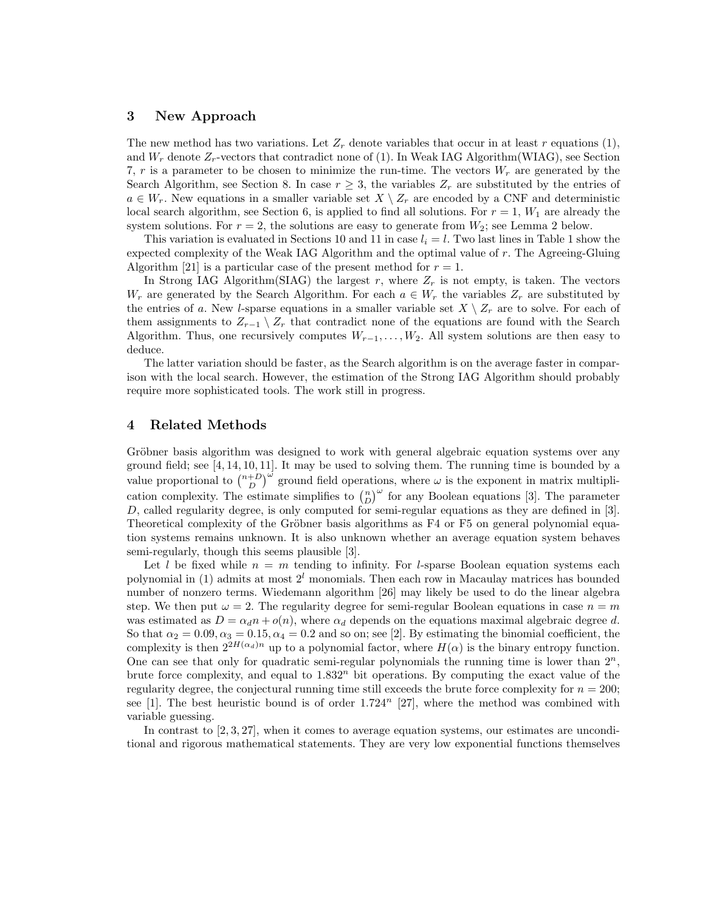## 3 New Approach

The new method has two variations. Let $Z_r$ denote variables that occur in at least $r$ equations (1), and $W_r$ denote $Z_r$-vectors that contradict none of (1). In Weak IAG Algorithm(WIAG), see Section 7, $r$ is a parameter to be chosen to minimize the run-time. The vectors $W_r$ are generated by the Search Algorithm, see Section 8. In case $r \geq 3$, the variables $Z_r$ are substituted by the entries of $a \in W_r$. New equations in a smaller variable set $X \setminus Z_r$ are encoded by a CNF and deterministic local search algorithm, see Section 6, is applied to find all solutions. For $r = 1$, $W_1$ are already the system solutions. For $r = 2$, the solutions are easy to generate from $W_2$; see Lemma 2 below.

This variation is evaluated in Sections 10 and 11 in case $l_i = l$. Two last lines in Table 1 show the expected complexity of the Weak IAG Algorithm and the optimal value of $r$. The Agreeing-Gluing Algorithm [21] is a particular case of the present method for $r = 1$.

In Strong IAG Algorithm(SIAG) the largest $r$, where $Z_r$ is not empty, is taken. The vectors $W_r$ are generated by the Search Algorithm. For each $a \in W_r$ the variables $Z_r$ are substituted by the entries of $a$. New $l$-sparse equations in a smaller variable set $X \setminus Z_r$ are to solve. For each of them assignments to $Z_{r-1} \setminus Z_r$ that contradict none of the equations are found with the Search Algorithm. Thus, one recursively computes $W_{r-1}, \ldots, W_2$. All system solutions are then easy to deduce.

The latter variation should be faster, as the Search algorithm is on the average faster in comparison with the local search. However, the estimation of the Strong IAG Algorithm should probably require more sophisticated tools. The work still in progress.

## 4 Related Methods

Gröbner basis algorithm was designed to work with general algebraic equation systems over any ground field; see [4, 14, 10, 11]. It may be used to solving them. The running time is bounded by a value proportional to $\binom{n+D}{D}^{\omega}$ ground field operations, where $\omega$ is the exponent in matrix multiplication complexity. The estimate simplifies to $\binom{n}{D}^{\omega}$ for any Boolean equations [3]. The parameter $D$, called regularity degree, is only computed for semi-regular equations as they are defined in [3]. Theoretical complexity of the Gröbner basis algorithms as F4 or F5 on general polynomial equation systems remains unknown. It is also unknown whether an average equation system behaves semi-regularly, though this seems plausible [3].

Let $l$ be fixed while $n = m$ tending to infinity. For $l$-sparse Boolean equation systems each polynomial in (1) admits at most $2^l$ monomials. Then each row in Macaulay matrices has bounded number of nonzero terms. Wiedemann algorithm [26] may likely be used to do the linear algebra step. We then put $\omega = 2$. The regularity degree for semi-regular Boolean equations in case $n = m$ was estimated as $D = \alpha_d n + o(n)$, where $\alpha_d$ depends on the equations maximal algebraic degree $d$. So that $\alpha_2 = 0.09, \alpha_3 = 0.15, \alpha_4 = 0.2$ and so on; see [2]. By estimating the binomial coefficient, the complexity is then $2^{2H(\alpha_d)n}$ up to a polynomial factor, where $H(\alpha)$ is the binary entropy function. One can see that only for quadratic semi-regular polynomials the running time is lower than $2^n$, brute force complexity, and equal to $1.832^n$ bit operations. By computing the exact value of the regularity degree, the conjectural running time still exceeds the brute force complexity for $n = 200$; see [1]. The best heuristic bound is of order $1.724^n$ [27], where the method was combined with variable guessing.

In contrast to [2, 3, 27], when it comes to average equation systems, our estimates are unconditional and rigorous mathematical statements. They are very low exponential functions themselves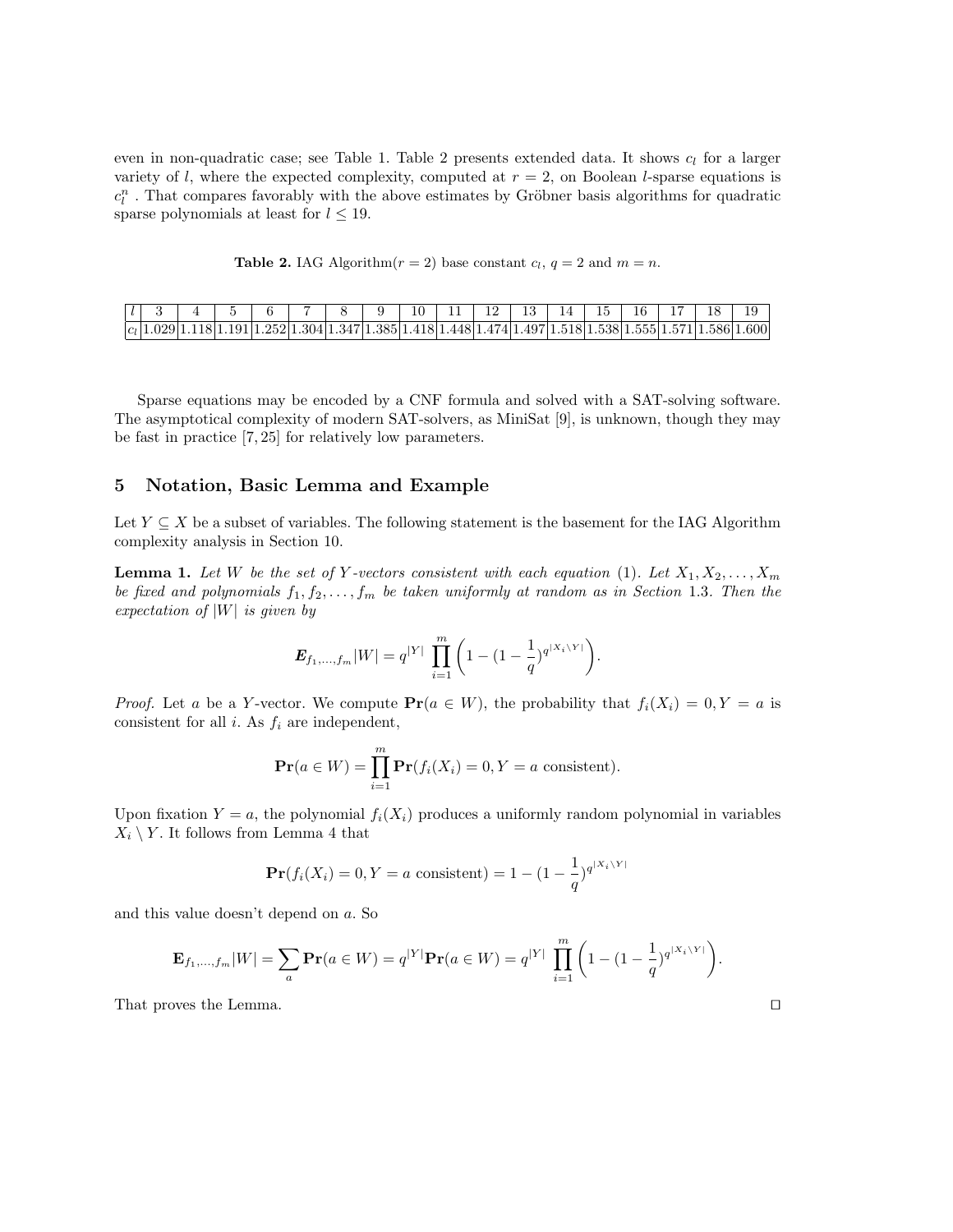even in non-quadratic case; see Table 1. Table 2 presents extended data. It shows $c_l$ for a larger variety of $l$, where the expected complexity, computed at $r = 2$, on Boolean $l$-sparse equations is $c_l^n$. That compares favorably with the above estimates by Gröbner basis algorithms for quadratic sparse polynomials at least for $l \leq 19$.

**Table 2.** IAG Algorithm($r = 2$) base constant $c_l$, $q = 2$ and $m = n$.

| $l$ | 3 | 4 | 5 | 6 | 7 | 8 | 9 | 10 | 11 | 12 | 13 | 14 | 15 | 16 | 17 | 18 | 19 |
|---|---|---|---|---|---|---|---|---|---|---|---|---|---|---|---|---|---|
| $c_l$ | 1.029 | 1.118 | 1.191 | 1.252 | 1.304 | 1.347 | 1.385 | 1.418 | 1.448 | 1.474 | 1.497 | 1.518 | 1.538 | 1.555 | 1.571 | 1.586 | 1.600 |

Sparse equations may be encoded by a CNF formula and solved with a SAT-solving software. The asymptotical complexity of modern SAT-solvers, as MiniSat [9], is unknown, though they may be fast in practice [7, 25] for relatively low parameters.

## 5 Notation, Basic Lemma and Example

Let $Y \subseteq X$ be a subset of variables. The following statement is the basement for the IAG Algorithm complexity analysis in Section 10.

**Lemma 1.** *Let $W$ be the set of $Y$-vectors consistent with each equation* (1). *Let $X_1, X_2, \ldots, X_m$ be fixed and polynomials $f_1, f_2, \ldots, f_m$ be taken uniformly at random as in Section* 1.3. *Then the expectation of $|W|$ is given by*

$$\boldsymbol{E}_{f_1,\ldots,f_m}|W| = q^{|Y|}\prod_{i=1}^{m}\left(1-(1-\frac{1}{q})^{q^{|X_i\setminus Y|}}\right).$$

*Proof.* Let $a$ be a $Y$-vector. We compute $\mathbf{Pr}(a \in W)$, the probability that $f_i(X_i) = 0, Y = a$ is consistent for all $i$. As $f_i$ are independent,

$$\mathbf{Pr}(a \in W) = \prod_{i=1}^{m}\mathbf{Pr}(f_i(X_i) = 0, Y = a \text{ consistent}).$$

Upon fixation $Y = a$, the polynomial $f_i(X_i)$ produces a uniformly random polynomial in variables $X_i \setminus Y$. It follows from Lemma 4 that

$$\mathbf{Pr}(f_i(X_i) = 0, Y = a \text{ consistent}) = 1-(1-\frac{1}{q})^{q^{|X_i\setminus Y|}}$$

and this value doesn't depend on $a$. So

$$\mathbf{E}_{f_1,\ldots,f_m}|W| = \sum_a \mathbf{Pr}(a \in W) = q^{|Y|}\mathbf{Pr}(a \in W) = q^{|Y|}\prod_{i=1}^{m}\left(1-(1-\frac{1}{q})^{q^{|X_i\setminus Y|}}\right).$$

That proves the Lemma. □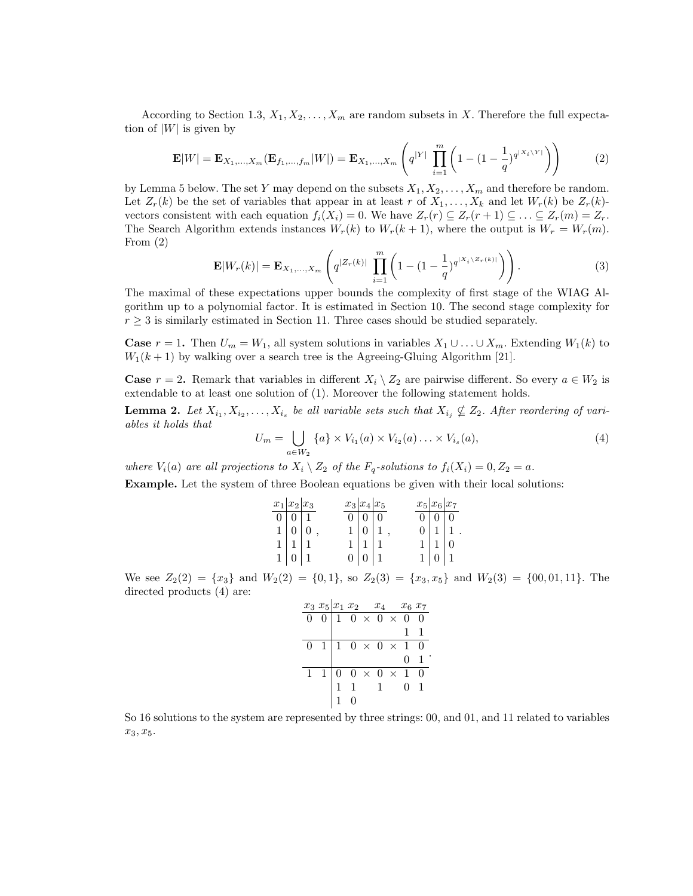According to Section 1.3, $X_1, X_2, \ldots, X_m$ are random subsets in $X$. Therefore the full expectation of $|W|$ is given by

$$\mathbf{E}|W| = \mathbf{E}_{X_1,\ldots,X_m}(\mathbf{E}_{f_1,\ldots,f_m}|W|) = \mathbf{E}_{X_1,\ldots,X_m}\left(q^{|Y|}\prod_{i=1}^{m}\left(1-(1-\frac{1}{q})^{q^{|X_i\setminus Y|}}\right)\right) \tag{2}$$

by Lemma 5 below. The set $Y$ may depend on the subsets $X_1, X_2, \ldots, X_m$ and therefore be random. Let $Z_r(k)$ be the set of variables that appear in at least $r$ of $X_1, \ldots, X_k$ and let $W_r(k)$ be $Z_r(k)$-vectors consistent with each equation $f_i(X_i) = 0$. We have $Z_r(r) \subseteq Z_r(r+1) \subseteq \ldots \subseteq Z_r(m) = Z_r$. The Search Algorithm extends instances $W_r(k)$ to $W_r(k+1)$, where the output is $W_r = W_r(m)$. From (2)

$$\mathbf{E}|W_r(k)| = \mathbf{E}_{X_1,\ldots,X_m}\left(q^{|Z_r(k)|}\prod_{i=1}^{m}\left(1-(1-\frac{1}{q})^{q^{|X_i\setminus Z_r(k)|}}\right)\right). \tag{3}$$

The maximal of these expectations upper bounds the complexity of first stage of the WIAG Algorithm up to a polynomial factor. It is estimated in Section 10. The second stage complexity for $r \geq 3$ is similarly estimated in Section 11. Three cases should be studied separately.

**Case $r = 1$.** Then $U_m = W_1$, all system solutions in variables $X_1 \cup \ldots \cup X_m$. Extending $W_1(k)$ to $W_1(k+1)$ by walking over a search tree is the Agreeing-Gluing Algorithm [21].

**Case $r = 2$.** Remark that variables in different $X_i \setminus Z_2$ are pairwise different. So every $a \in W_2$ is extendable to at least one solution of (1). Moreover the following statement holds.

**Lemma 2.** *Let $X_{i_1}, X_{i_2}, \ldots, X_{i_s}$ be all variable sets such that $X_{i_j} \nsubseteq Z_2$. After reordering of variables it holds that*

$$U_m = \bigcup_{a\in W_2} \{a\} \times V_{i_1}(a) \times V_{i_2}(a) \ldots \times V_{i_s}(a), \tag{4}$$

*where $V_i(a)$ are all projections to $X_i \setminus Z_2$ of the $F_q$-solutions to $f_i(X_i) = 0, Z_2 = a$.*

**Example.** Let the system of three Boolean equations be given with their local solutions:

| $x_1$ | $x_2$ | $x_3$ |
|---|---|---|
| 0 | 0 | 1 |
| 1 | 0 | 0 |
| 1 | 1 | 1 |
| 1 | 0 | 1 |

| $x_3$ | $x_4$ | $x_5$ |
|---|---|---|
| 0 | 0 | 0 |
| 1 | 0 | 1 |
| 1 | 1 | 1 |
| 0 | 0 | 1 |

| $x_5$ | $x_6$ | $x_7$ |
|---|---|---|
| 0 | 0 | 0 |
| 0 | 1 | 1 |
| 1 | 1 | 0 |
| 1 | 0 | 1 |

We see $Z_2(2) = \{x_3\}$ and $W_2(2) = \{0, 1\}$, so $Z_2(3) = \{x_3, x_5\}$ and $W_2(3) = \{00, 01, 11\}$. The directed products (4) are:

| $x_3$ | $x_5$ | $x_1$ | $x_2$ | | $x_4$ | | $x_6$ | $x_7$ |
|---|---|---|---|---|---|---|---|---|
| 0 | 0 | 1 | 0 | $\times$ | 0 | $\times$ | 0 | 0 |
| | | | | | | | 1 | 1 |
| 0 | 1 | 1 | 0 | $\times$ | 0 | $\times$ | 1 | 0 |
| | | | | | | | 0 | 1 |
| 1 | 1 | 0 | 0 | $\times$ | 0 | $\times$ | 1 | 0 |
| | | 1 | 1 | | 1 | | 0 | 1 |
| | | 1 | 0 | | | | | |

So 16 solutions to the system are represented by three strings: 00, and 01, and 11 related to variables $x_3, x_5$.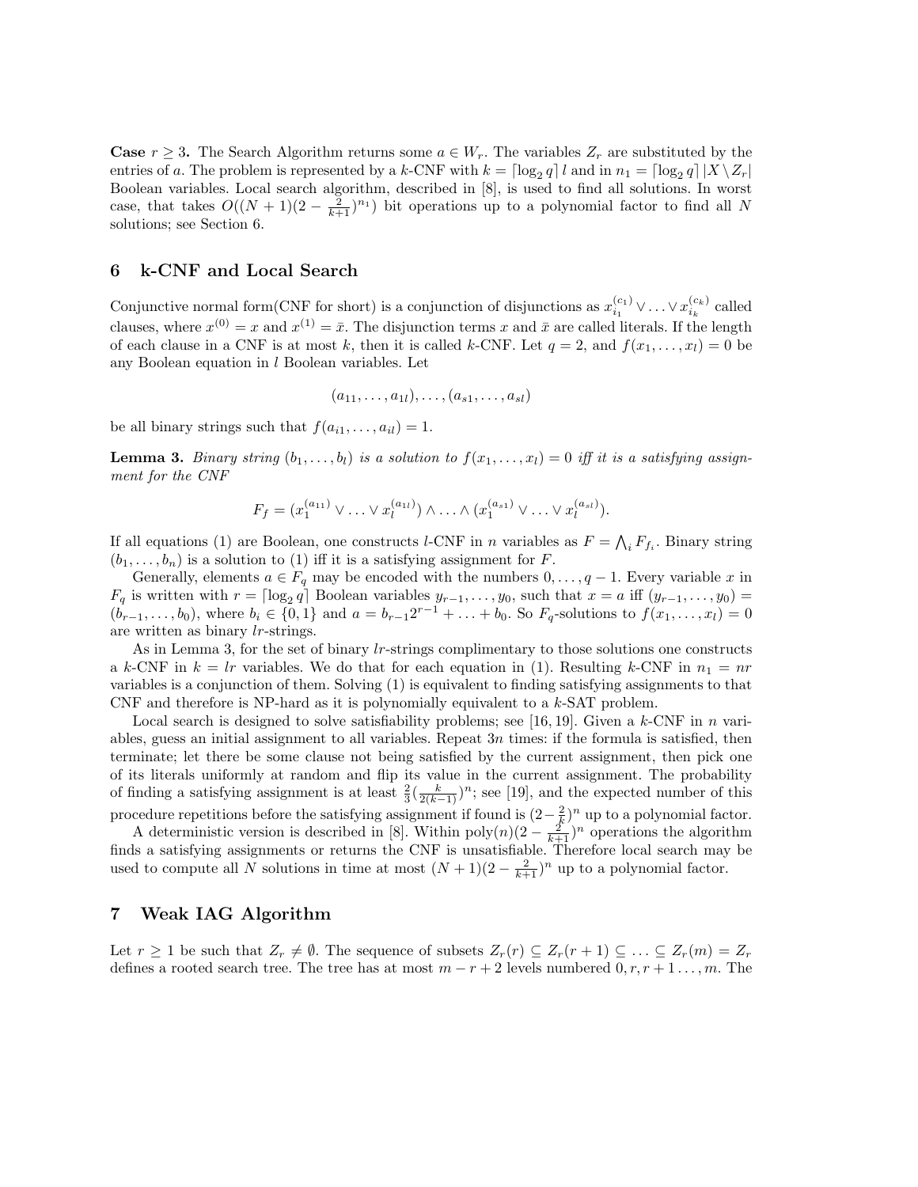**Case** $r \geq 3$. The Search Algorithm returns some $a \in W_r$. The variables $Z_r$ are substituted by the entries of $a$. The problem is represented by a $k$-CNF with $k = \lceil \log_2 q \rceil\, l$ and in $n_1 = \lceil \log_2 q \rceil\, |X \setminus Z_r|$ Boolean variables. Local search algorithm, described in [8], is used to find all solutions. In worst case, that takes $O((N+1)(2 - \frac{2}{k+1})^{n_1})$ bit operations up to a polynomial factor to find all $N$ solutions; see Section 6.

## 6 k-CNF and Local Search

Conjunctive normal form(CNF for short) is a conjunction of disjunctions as $x_{i_1}^{(c_1)} \vee \ldots \vee x_{i_k}^{(c_k)}$ called clauses, where $x^{(0)} = x$ and $x^{(1)} = \bar{x}$. The disjunction terms $x$ and $\bar{x}$ are called literals. If the length of each clause in a CNF is at most $k$, then it is called $k$-CNF. Let $q = 2$, and $f(x_1, \ldots, x_l) = 0$ be any Boolean equation in $l$ Boolean variables. Let

$$(a_{11}, \ldots, a_{1l}), \ldots, (a_{s1}, \ldots, a_{sl})$$

be all binary strings such that $f(a_{i1}, \ldots, a_{il}) = 1$.

**Lemma 3.** *Binary string $(b_1, \ldots, b_l)$ is a solution to $f(x_1, \ldots, x_l) = 0$ iff it is a satisfying assignment for the CNF*

$$F_f = (x_1^{(a_{11})} \vee \ldots \vee x_l^{(a_{1l})}) \wedge \ldots \wedge (x_1^{(a_{s1})} \vee \ldots \vee x_l^{(a_{sl})}).$$

If all equations (1) are Boolean, one constructs $l$-CNF in $n$ variables as $F = \bigwedge_i F_{f_i}$. Binary string $(b_1, \ldots, b_n)$ is a solution to (1) iff it is a satisfying assignment for $F$.

Generally, elements $a \in F_q$ may be encoded with the numbers $0, \ldots, q-1$. Every variable $x$ in $F_q$ is written with $r = \lceil \log_2 q \rceil$ Boolean variables $y_{r-1}, \ldots, y_0$, such that $x = a$ iff $(y_{r-1}, \ldots, y_0) = (b_{r-1}, \ldots, b_0)$, where $b_i \in \{0, 1\}$ and $a = b_{r-1}2^{r-1} + \ldots + b_0$. So $F_q$-solutions to $f(x_1, \ldots, x_l) = 0$ are written as binary $lr$-strings.

As in Lemma 3, for the set of binary $lr$-strings complimentary to those solutions one constructs a $k$-CNF in $k = lr$ variables. We do that for each equation in (1). Resulting $k$-CNF in $n_1 = nr$ variables is a conjunction of them. Solving (1) is equivalent to finding satisfying assignments to that CNF and therefore is NP-hard as it is polynomially equivalent to a $k$-SAT problem.

Local search is designed to solve satisfiability problems; see [16, 19]. Given a $k$-CNF in $n$ variables, guess an initial assignment to all variables. Repeat $3n$ times: if the formula is satisfied, then terminate; let there be some clause not being satisfied by the current assignment, then pick one of its literals uniformly at random and flip its value in the current assignment. The probability of finding a satisfying assignment is at least $\frac{2}{3}(\frac{k}{2(k-1)})^n$; see [19], and the expected number of this procedure repetitions before the satisfying assignment if found is $(2 - \frac{2}{k})^n$ up to a polynomial factor.

A deterministic version is described in [8]. Within $\mathrm{poly}(n)(2 - \frac{2}{k+1})^n$ operations the algorithm finds a satisfying assignments or returns the CNF is unsatisfiable. Therefore local search may be used to compute all $N$ solutions in time at most $(N+1)(2 - \frac{2}{k+1})^n$ up to a polynomial factor.

## 7 Weak IAG Algorithm

Let $r \geq 1$ be such that $Z_r \neq \emptyset$. The sequence of subsets $Z_r(r) \subseteq Z_r(r+1) \subseteq \ldots \subseteq Z_r(m) = Z_r$ defines a rooted search tree. The tree has at most $m - r + 2$ levels numbered $0, r, r+1 \ldots, m$. The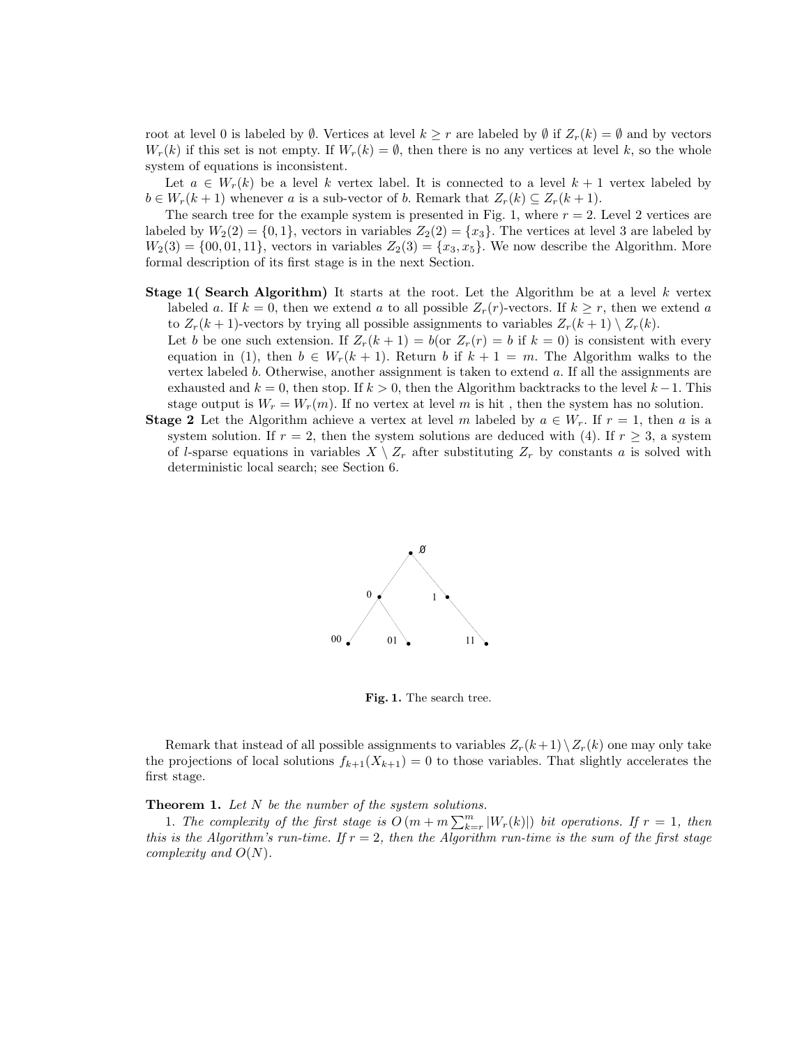root at level 0 is labeled by $\emptyset$. Vertices at level $k \geq r$ are labeled by $\emptyset$ if $Z_r(k) = \emptyset$ and by vectors $W_r(k)$ if this set is not empty. If $W_r(k) = \emptyset$, then there is no any vertices at level $k$, so the whole system of equations is inconsistent.

Let $a \in W_r(k)$ be a level $k$ vertex label. It is connected to a level $k+1$ vertex labeled by $b \in W_r(k+1)$ whenever $a$ is a sub-vector of $b$. Remark that $Z_r(k) \subseteq Z_r(k+1)$.

The search tree for the example system is presented in Fig. 1, where $r = 2$. Level 2 vertices are labeled by $W_2(2) = \{0, 1\}$, vectors in variables $Z_2(2) = \{x_3\}$. The vertices at level 3 are labeled by $W_2(3) = \{00, 01, 11\}$, vectors in variables $Z_2(3) = \{x_3, x_5\}$. We now describe the Algorithm. More formal description of its first stage is in the next Section.

**Stage 1( Search Algorithm)** It starts at the root. Let the Algorithm be at a level $k$ vertex labeled $a$. If $k = 0$, then we extend $a$ to all possible $Z_r(r)$-vectors. If $k \geq r$, then we extend $a$ to $Z_r(k+1)$-vectors by trying all possible assignments to variables $Z_r(k+1) \setminus Z_r(k)$.
Let $b$ be one such extension. If $Z_r(k+1) = b$(or $Z_r(r) = b$ if $k = 0$) is consistent with every equation in (1), then $b \in W_r(k+1)$. Return $b$ if $k+1 = m$. The Algorithm walks to the vertex labeled $b$. Otherwise, another assignment is taken to extend $a$. If all the assignments are exhausted and $k = 0$, then stop. If $k > 0$, then the Algorithm backtracks to the level $k-1$. This stage output is $W_r = W_r(m)$. If no vertex at level $m$ is hit , then the system has no solution.

**Stage 2** Let the Algorithm achieve a vertex at level $m$ labeled by $a \in W_r$. If $r = 1$, then $a$ is a system solution. If $r = 2$, then the system solutions are deduced with (4). If $r \geq 3$, a system of $l$-sparse equations in variables $X \setminus Z_r$ after substituting $Z_r$ by constants $a$ is solved with deterministic local search; see Section 6.

**Fig. 1.** The search tree.

Remark that instead of all possible assignments to variables $Z_r(k+1) \setminus Z_r(k)$ one may only take the projections of local solutions $f_{k+1}(X_{k+1}) = 0$ to those variables. That slightly accelerates the first stage.

**Theorem 1.** *Let $N$ be the number of the system solutions.*

*1. The complexity of the first stage is $O\left(m + m\sum_{k=r}^{m}|W_r(k)|\right)$ bit operations. If $r = 1$, then this is the Algorithm's run-time. If $r = 2$, then the Algorithm run-time is the sum of the first stage complexity and $O(N)$.*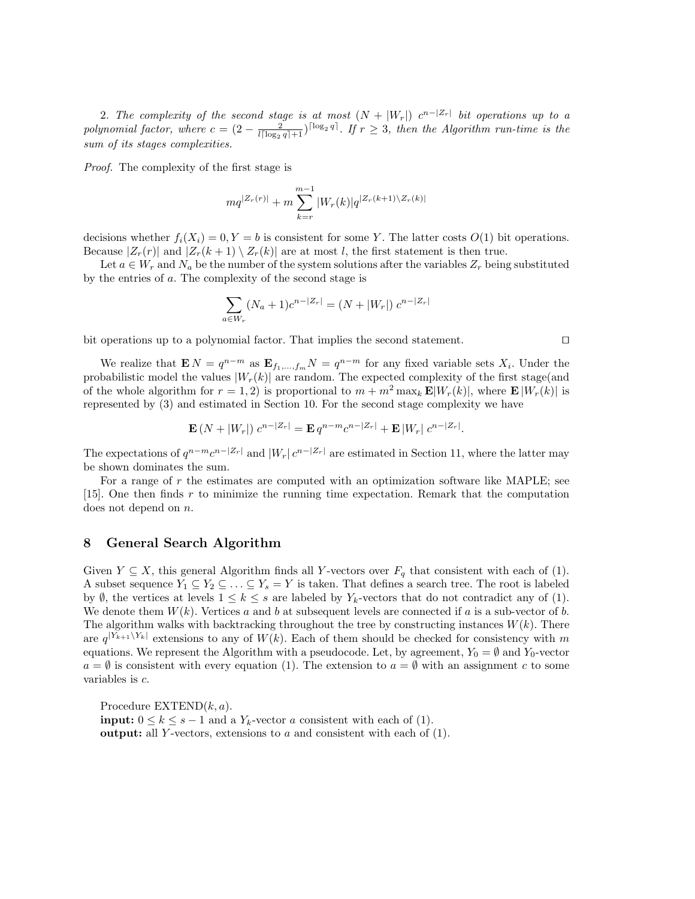2. *The complexity of the second stage is at most* $(N + |W_r|)\ c^{n-|Z_r|}$ *bit operations up to a polynomial factor, where* $c = (2 - \frac{2}{l\lceil\log_2 q\rceil+1})^{\lceil\log_2 q\rceil}$. *If* $r \geq 3$, *then the Algorithm run-time is the sum of its stages complexities.*

*Proof.* The complexity of the first stage is

$$mq^{|Z_r(r)|} + m\sum_{k=r}^{m-1} |W_r(k)|q^{|Z_r(k+1)\setminus Z_r(k)|}$$

decisions whether $f_i(X_i) = 0, Y = b$ is consistent for some $Y$. The latter costs $O(1)$ bit operations. Because $|Z_r(r)|$ and $|Z_r(k+1) \setminus Z_r(k)|$ are at most $l$, the first statement is then true.

Let $a \in W_r$ and $N_a$ be the number of the system solutions after the variables $Z_r$ being substituted by the entries of $a$. The complexity of the second stage is

$$\sum_{a\in W_r}(N_a+1)c^{n-|Z_r|} = (N + |W_r|)\ c^{n-|Z_r|}$$

bit operations up to a polynomial factor. That implies the second statement. □

We realize that $\mathbf{E}\,N = q^{n-m}$ as $\mathbf{E}_{f_1,\ldots,f_m}N = q^{n-m}$ for any fixed variable sets $X_i$. Under the probabilistic model the values $|W_r(k)|$ are random. The expected complexity of the first stage(and of the whole algorithm for $r = 1, 2$) is proportional to $m + m^2 \max_k \mathbf{E}|W_r(k)|$, where $\mathbf{E}\,|W_r(k)|$ is represented by (3) and estimated in Section 10. For the second stage complexity we have

$$\mathbf{E}\,(N + |W_r|)\ c^{n-|Z_r|} = \mathbf{E}\,q^{n-m}c^{n-|Z_r|} + \mathbf{E}\,|W_r|\ c^{n-|Z_r|}.$$

The expectations of $q^{n-m}c^{n-|Z_r|}$ and $|W_r|\,c^{n-|Z_r|}$ are estimated in Section 11, where the latter may be shown dominates the sum.

For a range of $r$ the estimates are computed with an optimization software like MAPLE; see [15]. One then finds $r$ to minimize the running time expectation. Remark that the computation does not depend on $n$.

## 8 General Search Algorithm

Given $Y \subseteq X$, this general Algorithm finds all $Y$-vectors over $F_q$ that consistent with each of (1). A subset sequence $Y_1 \subseteq Y_2 \subseteq \ldots \subseteq Y_s = Y$ is taken. That defines a search tree. The root is labeled by $\emptyset$, the vertices at levels $1 \leq k \leq s$ are labeled by $Y_k$-vectors that do not contradict any of (1). We denote them $W(k)$. Vertices $a$ and $b$ at subsequent levels are connected if $a$ is a sub-vector of $b$. The algorithm walks with backtracking throughout the tree by constructing instances $W(k)$. There are $q^{|Y_{k+1}\setminus Y_k|}$ extensions to any of $W(k)$. Each of them should be checked for consistency with $m$ equations. We represent the Algorithm with a pseudocode. Let, by agreement, $Y_0 = \emptyset$ and $Y_0$-vector $a = \emptyset$ is consistent with every equation (1). The extension to $a = \emptyset$ with an assignment $c$ to some variables is $c$.

Procedure EXTEND$(k, a)$.
**input:** $0 \leq k \leq s - 1$ and a $Y_k$-vector $a$ consistent with each of (1).
**output:** all $Y$-vectors, extensions to $a$ and consistent with each of (1).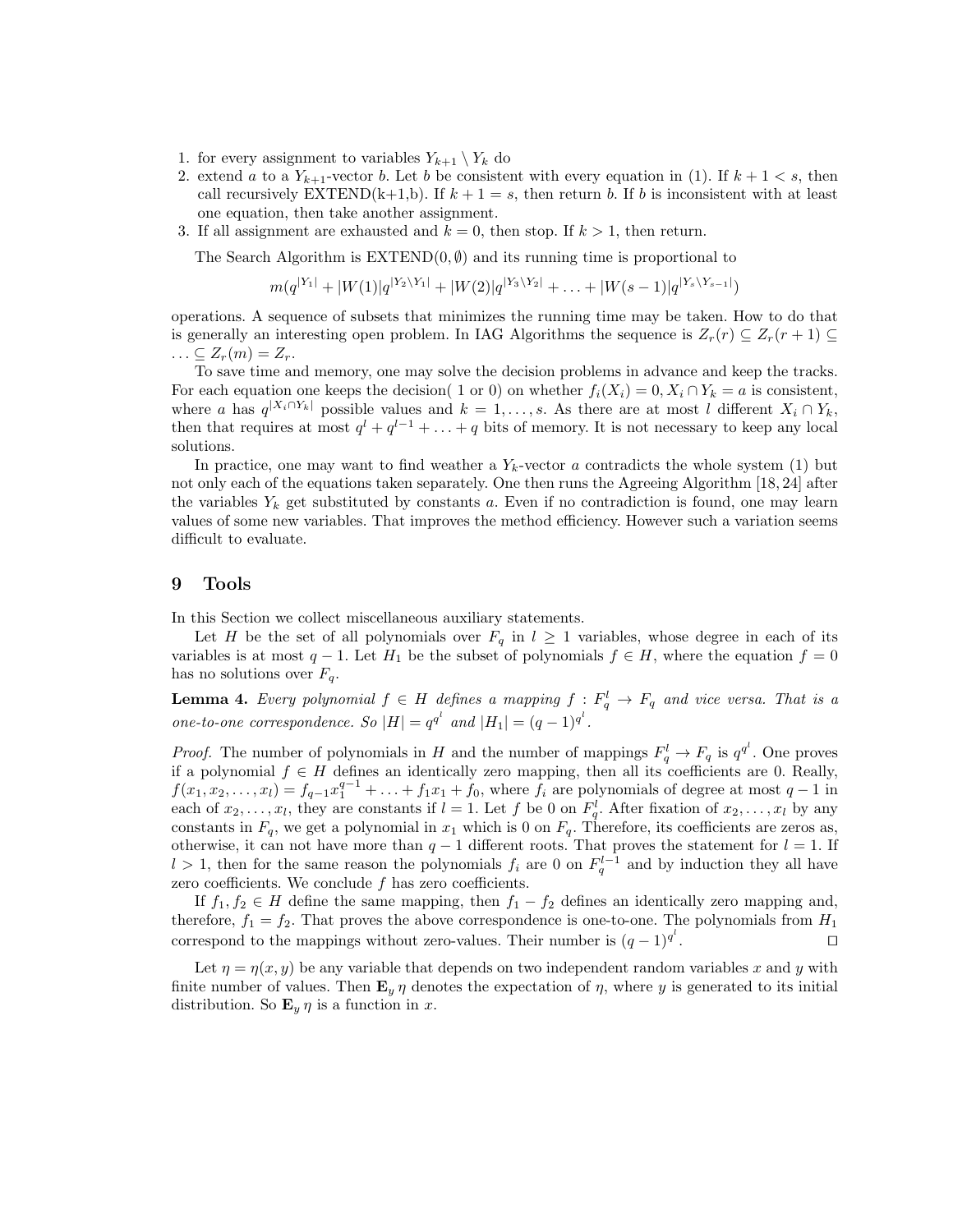1. for every assignment to variables $Y_{k+1} \setminus Y_k$ do
2. extend $a$ to a $Y_{k+1}$-vector $b$. Let $b$ be consistent with every equation in (1). If $k+1 < s$, then call recursively EXTEND(k+1,b). If $k+1 = s$, then return $b$. If $b$ is inconsistent with at least one equation, then take another assignment.
3. If all assignment are exhausted and $k = 0$, then stop. If $k > 1$, then return.

The Search Algorithm is EXTEND$(0, \emptyset)$ and its running time is proportional to

$$m(q^{|Y_1|} + |W(1)|q^{|Y_2 \setminus Y_1|} + |W(2)|q^{|Y_3 \setminus Y_2|} + \ldots + |W(s-1)|q^{|Y_s \setminus Y_{s-1}|})$$

operations. A sequence of subsets that minimizes the running time may be taken. How to do that is generally an interesting open problem. In IAG Algorithms the sequence is $Z_r(r) \subseteq Z_r(r+1) \subseteq \ldots \subseteq Z_r(m) = Z_r$.

To save time and memory, one may solve the decision problems in advance and keep the tracks. For each equation one keeps the decision( 1 or 0) on whether $f_i(X_i) = 0, X_i \cap Y_k = a$ is consistent, where $a$ has $q^{|X_i \cap Y_k|}$ possible values and $k = 1, \ldots, s$. As there are at most $l$ different $X_i \cap Y_k$, then that requires at most $q^l + q^{l-1} + \ldots + q$ bits of memory. It is not necessary to keep any local solutions.

In practice, one may want to find weather a $Y_k$-vector $a$ contradicts the whole system (1) but not only each of the equations taken separately. One then runs the Agreeing Algorithm [18, 24] after the variables $Y_k$ get substituted by constants $a$. Even if no contradiction is found, one may learn values of some new variables. That improves the method efficiency. However such a variation seems difficult to evaluate.

## 9 Tools

In this Section we collect miscellaneous auxiliary statements.

Let $H$ be the set of all polynomials over $F_q$ in $l \geq 1$ variables, whose degree in each of its variables is at most $q-1$. Let $H_1$ be the subset of polynomials $f \in H$, where the equation $f = 0$ has no solutions over $F_q$.

**Lemma 4.** *Every polynomial $f \in H$ defines a mapping $f : F_q^l \to F_q$ and vice versa. That is a one-to-one correspondence. So $|H| = q^{q^l}$ and $|H_1| = (q-1)^{q^l}$.*

*Proof.* The number of polynomials in $H$ and the number of mappings $F_q^l \to F_q$ is $q^{q^l}$. One proves if a polynomial $f \in H$ defines an identically zero mapping, then all its coefficients are 0. Really, $f(x_1, x_2, \ldots, x_l) = f_{q-1}x_1^{q-1} + \ldots + f_1 x_1 + f_0$, where $f_i$ are polynomials of degree at most $q-1$ in each of $x_2, \ldots, x_l$, they are constants if $l = 1$. Let $f$ be 0 on $F_q^l$. After fixation of $x_2, \ldots, x_l$ by any constants in $F_q$, we get a polynomial in $x_1$ which is 0 on $F_q$. Therefore, its coefficients are zeros as, otherwise, it can not have more than $q-1$ different roots. That proves the statement for $l = 1$. If $l > 1$, then for the same reason the polynomials $f_i$ are 0 on $F_q^{l-1}$ and by induction they all have zero coefficients. We conclude $f$ has zero coefficients.

If $f_1, f_2 \in H$ define the same mapping, then $f_1 - f_2$ defines an identically zero mapping and, therefore, $f_1 = f_2$. That proves the above correspondence is one-to-one. The polynomials from $H_1$ correspond to the mappings without zero-values. Their number is $(q-1)^{q^l}$. □

Let $\eta = \eta(x, y)$ be any variable that depends on two independent random variables $x$ and $y$ with finite number of values. Then $\mathbf{E}_y\, \eta$ denotes the expectation of $\eta$, where $y$ is generated to its initial distribution. So $\mathbf{E}_y\, \eta$ is a function in $x$.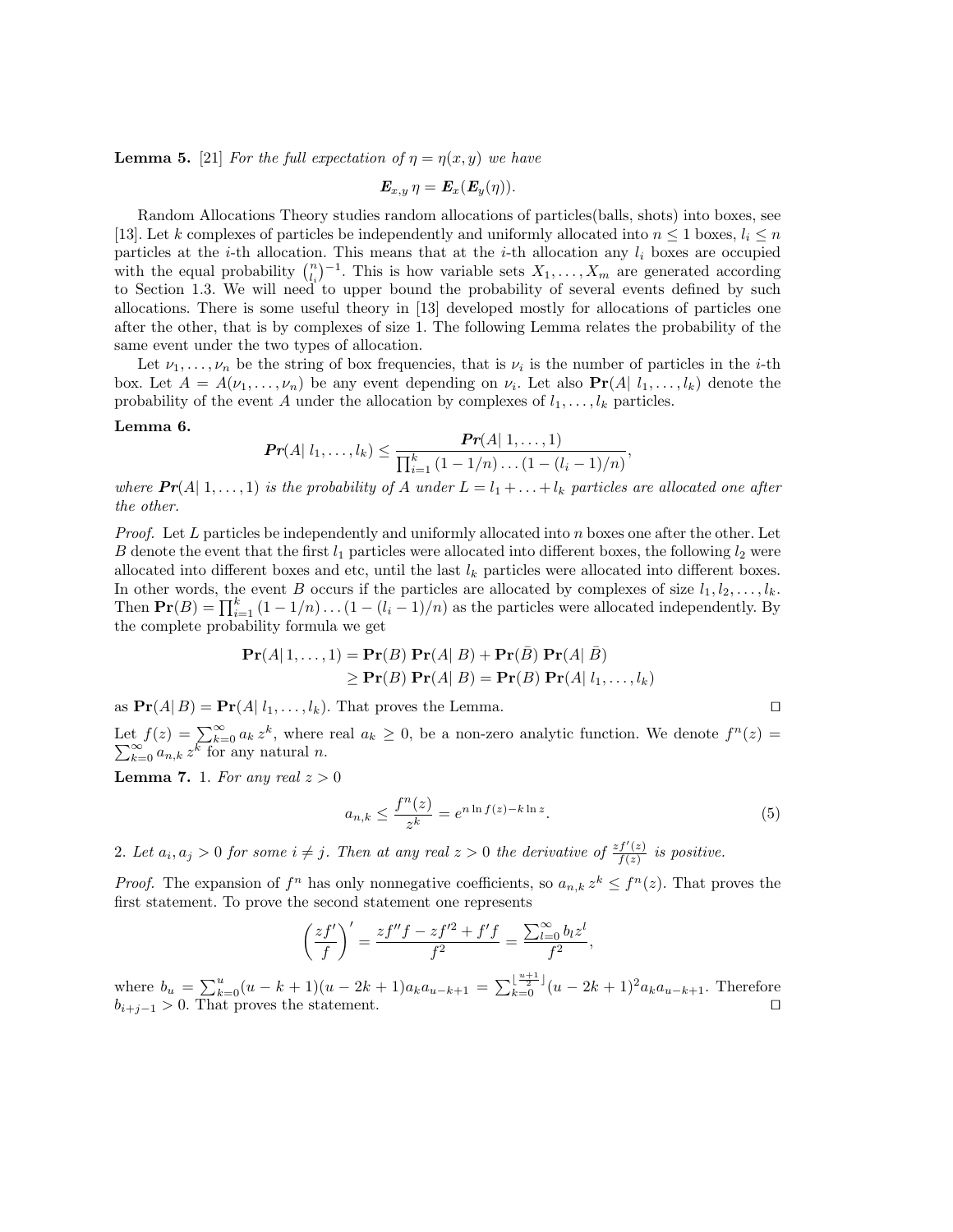**Lemma 5.** [21] *For the full expectation of $\eta = \eta(x, y)$ we have*

$$\boldsymbol{E}_{x,y}\,\eta = \boldsymbol{E}_x(\boldsymbol{E}_y(\eta)).$$

Random Allocations Theory studies random allocations of particles(balls, shots) into boxes, see [13]. Let $k$ complexes of particles be independently and uniformly allocated into $n \leq 1$ boxes, $l_i \leq n$ particles at the $i$-th allocation. This means that at the $i$-th allocation any $l_i$ boxes are occupied with the equal probability $\binom{n}{l_i}^{-1}$. This is how variable sets $X_1, \ldots, X_m$ are generated according to Section 1.3. We will need to upper bound the probability of several events defined by such allocations. There is some useful theory in [13] developed mostly for allocations of particles one after the other, that is by complexes of size 1. The following Lemma relates the probability of the same event under the two types of allocation.

Let $\nu_1, \ldots, \nu_n$ be the string of box frequencies, that is $\nu_i$ is the number of particles in the $i$-th box. Let $A = A(\nu_1, \ldots, \nu_n)$ be any event depending on $\nu_i$. Let also $\mathbf{Pr}(A|\, l_1, \ldots, l_k)$ denote the probability of the event $A$ under the allocation by complexes of $l_1, \ldots, l_k$ particles.

**Lemma 6.**

$$\boldsymbol{Pr}(A|\, l_1, \ldots, l_k) \leq \frac{\boldsymbol{Pr}(A|\, 1, \ldots, 1)}{\prod_{i=1}^{k}(1 - 1/n)\ldots(1 - (l_i - 1)/n)},$$

*where $\boldsymbol{Pr}(A|\, 1, \ldots, 1)$ is the probability of $A$ under $L = l_1 + \ldots + l_k$ particles are allocated one after the other.*

*Proof.* Let $L$ particles be independently and uniformly allocated into $n$ boxes one after the other. Let $B$ denote the event that the first $l_1$ particles were allocated into different boxes, the following $l_2$ were allocated into different boxes and etc, until the last $l_k$ particles were allocated into different boxes. In other words, the event $B$ occurs if the particles are allocated by complexes of size $l_1, l_2, \ldots, l_k$. Then $\mathbf{Pr}(B) = \prod_{i=1}^{k}(1 - 1/n)\ldots(1 - (l_i - 1)/n)$ as the particles were allocated independently. By the complete probability formula we get

$$\begin{aligned}\mathbf{Pr}(A|\, 1, \ldots, 1) &= \mathbf{Pr}(B)\,\mathbf{Pr}(A|\, B) + \mathbf{Pr}(\bar{B})\,\mathbf{Pr}(A|\, \bar{B}) \\ &\geq \mathbf{Pr}(B)\,\mathbf{Pr}(A|\, B) = \mathbf{Pr}(B)\,\mathbf{Pr}(A|\, l_1, \ldots, l_k)\end{aligned}$$

as $\mathbf{Pr}(A|\, B) = \mathbf{Pr}(A|\, l_1, \ldots, l_k)$. That proves the Lemma. $\square$

Let $f(z) = \sum_{k=0}^{\infty} a_k\, z^k$, where real $a_k \geq 0$, be a non-zero analytic function. We denote $f^n(z) = \sum_{k=0}^{\infty} a_{n,k}\, z^k$ for any natural $n$.

**Lemma 7.** 1. *For any real $z > 0$*

$$a_{n,k} \leq \frac{f^n(z)}{z^k} = e^{n \ln f(z) - k \ln z}. \tag{5}$$

2. *Let $a_i, a_j > 0$ for some $i \neq j$. Then at any real $z > 0$ the derivative of $\frac{zf'(z)}{f(z)}$ is positive.*

*Proof.* The expansion of $f^n$ has only nonnegative coefficients, so $a_{n,k}\, z^k \leq f^n(z)$. That proves the first statement. To prove the second statement one represents

$$\left(\frac{zf'}{f}\right)' = \frac{zf''f - zf'^2 + f'f}{f^2} = \frac{\sum_{l=0}^{\infty} b_l z^l}{f^2},$$

where $b_u = \sum_{k=0}^{u}(u - k + 1)(u - 2k + 1)a_k a_{u-k+1} = \sum_{k=0}^{\lfloor \frac{u+1}{2} \rfloor}(u - 2k + 1)^2 a_k a_{u-k+1}$. Therefore $b_{i+j-1} > 0$. That proves the statement. $\square$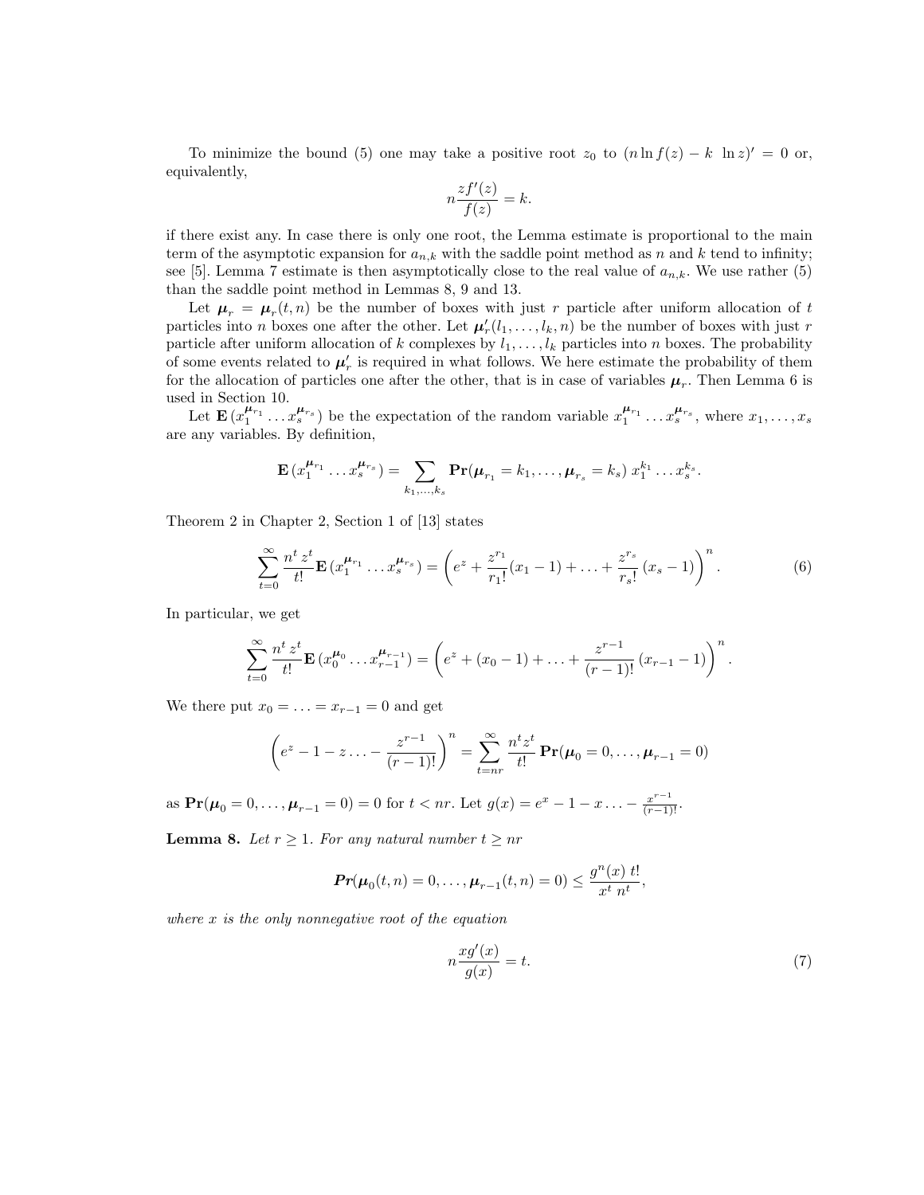To minimize the bound (5) one may take a positive root $z_0$ to $(n \ln f(z) - k \ \ln z)' = 0$ or, equivalently,

$$n \frac{z f'(z)}{f(z)} = k.$$

if there exist any. In case there is only one root, the Lemma estimate is proportional to the main term of the asymptotic expansion for $a_{n,k}$ with the saddle point method as $n$ and $k$ tend to infinity; see [5]. Lemma 7 estimate is then asymptotically close to the real value of $a_{n,k}$. We use rather (5) than the saddle point method in Lemmas 8, 9 and 13.

Let $\boldsymbol{\mu}_r = \boldsymbol{\mu}_r(t,n)$ be the number of boxes with just $r$ particle after uniform allocation of $t$ particles into $n$ boxes one after the other. Let $\boldsymbol{\mu}'_r(l_1,\ldots,l_k,n)$ be the number of boxes with just $r$ particle after uniform allocation of $k$ complexes by $l_1,\ldots,l_k$ particles into $n$ boxes. The probability of some events related to $\boldsymbol{\mu}'_r$ is required in what follows. We here estimate the probability of them for the allocation of particles one after the other, that is in case of variables $\boldsymbol{\mu}_r$. Then Lemma 6 is used in Section 10.

Let $\mathbf{E}\,(x_1^{\boldsymbol{\mu}_{r_1}} \ldots x_s^{\boldsymbol{\mu}_{r_s}})$ be the expectation of the random variable $x_1^{\boldsymbol{\mu}_{r_1}} \ldots x_s^{\boldsymbol{\mu}_{r_s}}$, where $x_1,\ldots,x_s$ are any variables. By definition,

$$\mathbf{E}\,(x_1^{\boldsymbol{\mu}_{r_1}} \ldots x_s^{\boldsymbol{\mu}_{r_s}}) = \sum_{k_1,\ldots,k_s} \mathbf{Pr}(\boldsymbol{\mu}_{r_1} = k_1, \ldots, \boldsymbol{\mu}_{r_s} = k_s)\, x_1^{k_1} \ldots x_s^{k_s}.$$

Theorem 2 in Chapter 2, Section 1 of [13] states

$$\sum_{t=0}^{\infty} \frac{n^t\, z^t}{t!} \mathbf{E}\,(x_1^{\boldsymbol{\mu}_{r_1}} \ldots x_s^{\boldsymbol{\mu}_{r_s}}) = \left( e^z + \frac{z^{r_1}}{r_1!}(x_1 - 1) + \ldots + \frac{z^{r_s}}{r_s!}\,(x_s - 1) \right)^n. \tag{6}$$

In particular, we get

$$\sum_{t=0}^{\infty} \frac{n^t\, z^t}{t!} \mathbf{E}\,(x_0^{\boldsymbol{\mu}_0} \ldots x_{r-1}^{\boldsymbol{\mu}_{r-1}}) = \left( e^z + (x_0 - 1) + \ldots + \frac{z^{r-1}}{(r-1)!}\,(x_{r-1} - 1) \right)^n.$$

We there put $x_0 = \ldots = x_{r-1} = 0$ and get

$$\left( e^z - 1 - z \ldots - \frac{z^{r-1}}{(r-1)!} \right)^n = \sum_{t=nr}^{\infty} \frac{n^t z^t}{t!}\, \mathbf{Pr}(\boldsymbol{\mu}_0 = 0, \ldots, \boldsymbol{\mu}_{r-1} = 0)$$

as $\mathbf{Pr}(\boldsymbol{\mu}_0 = 0, \ldots, \boldsymbol{\mu}_{r-1} = 0) = 0$ for $t < nr$. Let $g(x) = e^x - 1 - x \ldots - \frac{x^{r-1}}{(r-1)!}$.

**Lemma 8.** *Let $r \geq 1$. For any natural number $t \geq nr$*

$$\boldsymbol{Pr}(\boldsymbol{\mu}_0(t,n) = 0, \ldots, \boldsymbol{\mu}_{r-1}(t,n) = 0) \leq \frac{g^n(x)\ t!}{x^t\ n^t},$$

*where $x$ is the only nonnegative root of the equation*

$$n \frac{x g'(x)}{g(x)} = t. \tag{7}$$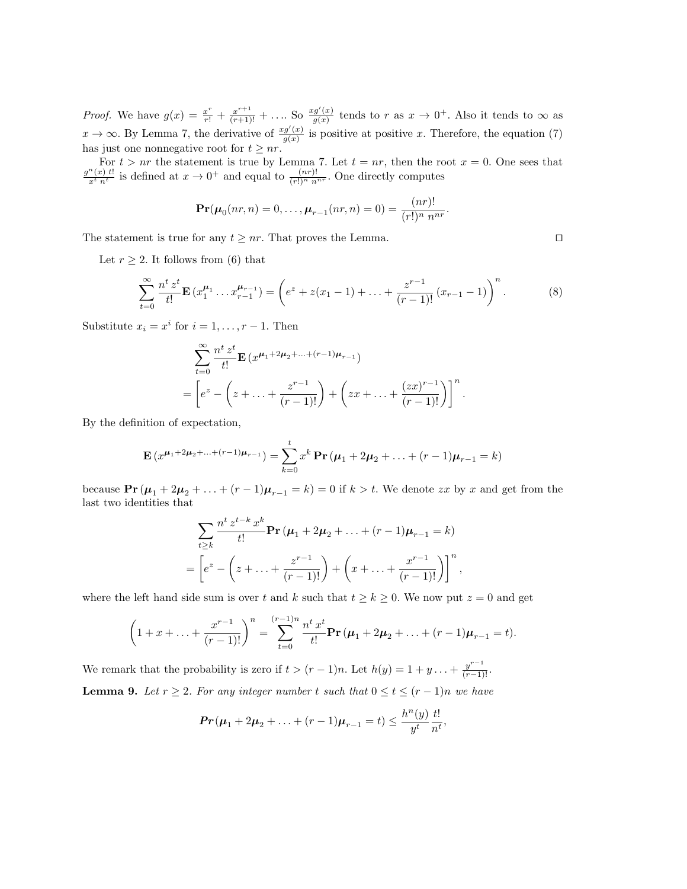*Proof.* We have $g(x) = \frac{x^r}{r!} + \frac{x^{r+1}}{(r+1)!} + \ldots$. So $\frac{xg'(x)}{g(x)}$ tends to $r$ as $x \to 0^+$. Also it tends to $\infty$ as $x \to \infty$. By Lemma 7, the derivative of $\frac{xg'(x)}{g(x)}$ is positive at positive $x$. Therefore, the equation (7) has just one nonnegative root for $t \geq nr$.

For $t > nr$ the statement is true by Lemma 7. Let $t = nr$, then the root $x = 0$. One sees that $\frac{g^n(x)\, t!}{x^t\, n^t}$ is defined at $x \to 0^+$ and equal to $\frac{(nr)!}{(r!)^n\, n^{nr}}$. One directly computes

$$\mathbf{Pr}(\boldsymbol{\mu}_0(nr, n) = 0, \ldots, \boldsymbol{\mu}_{r-1}(nr, n) = 0) = \frac{(nr)!}{(r!)^n\, n^{nr}}.$$

The statement is true for any $t \geq nr$. That proves the Lemma. $\square$

Let $r \geq 2$. It follows from (6) that

$$\sum_{t=0}^{\infty} \frac{n^t\, z^t}{t!} \mathbf{E}\,(x_1^{\boldsymbol{\mu}_1} \ldots x_{r-1}^{\boldsymbol{\mu}_{r-1}}) = \left(e^z + z(x_1 - 1) + \ldots + \frac{z^{r-1}}{(r-1)!}\,(x_{r-1} - 1)\right)^n. \tag{8}$$

Substitute $x_i = x^i$ for $i = 1, \ldots, r-1$. Then

$$\sum_{t=0}^{\infty} \frac{n^t\, z^t}{t!} \mathbf{E}\,(x^{\boldsymbol{\mu}_1 + 2\boldsymbol{\mu}_2 + \ldots + (r-1)\boldsymbol{\mu}_{r-1}})$$
$$= \left[e^z - \left(z + \ldots + \frac{z^{r-1}}{(r-1)!}\right) + \left(zx + \ldots + \frac{(zx)^{r-1}}{(r-1)!}\right)\right]^n.$$

By the definition of expectation,

$$\mathbf{E}\,(x^{\boldsymbol{\mu}_1 + 2\boldsymbol{\mu}_2 + \ldots + (r-1)\boldsymbol{\mu}_{r-1}}) = \sum_{k=0}^{t} x^k\, \mathbf{Pr}\,(\boldsymbol{\mu}_1 + 2\boldsymbol{\mu}_2 + \ldots + (r-1)\boldsymbol{\mu}_{r-1} = k)$$

because $\mathbf{Pr}\,(\boldsymbol{\mu}_1 + 2\boldsymbol{\mu}_2 + \ldots + (r-1)\boldsymbol{\mu}_{r-1} = k) = 0$ if $k > t$. We denote $zx$ by $x$ and get from the last two identities that

$$\sum_{t \geq k} \frac{n^t\, z^{t-k}\, x^k}{t!} \mathbf{Pr}\,(\boldsymbol{\mu}_1 + 2\boldsymbol{\mu}_2 + \ldots + (r-1)\boldsymbol{\mu}_{r-1} = k)$$
$$= \left[e^z - \left(z + \ldots + \frac{z^{r-1}}{(r-1)!}\right) + \left(x + \ldots + \frac{x^{r-1}}{(r-1)!}\right)\right]^n,$$

where the left hand side sum is over $t$ and $k$ such that $t \geq k \geq 0$. We now put $z = 0$ and get

$$\left(1 + x + \ldots + \frac{x^{r-1}}{(r-1)!}\right)^n = \sum_{t=0}^{(r-1)n} \frac{n^t\, x^t}{t!} \mathbf{Pr}\,(\boldsymbol{\mu}_1 + 2\boldsymbol{\mu}_2 + \ldots + (r-1)\boldsymbol{\mu}_{r-1} = t).$$

We remark that the probability is zero if $t > (r-1)n$. Let $h(y) = 1 + y \ldots + \frac{y^{r-1}}{(r-1)!}$.

**Lemma 9.** *Let $r \geq 2$. For any integer number $t$ such that $0 \leq t \leq (r-1)n$ we have*

$$\mathbf{Pr}\,(\boldsymbol{\mu}_1 + 2\boldsymbol{\mu}_2 + \ldots + (r-1)\boldsymbol{\mu}_{r-1} = t) \leq \frac{h^n(y)}{y^t} \frac{t!}{n^t},$$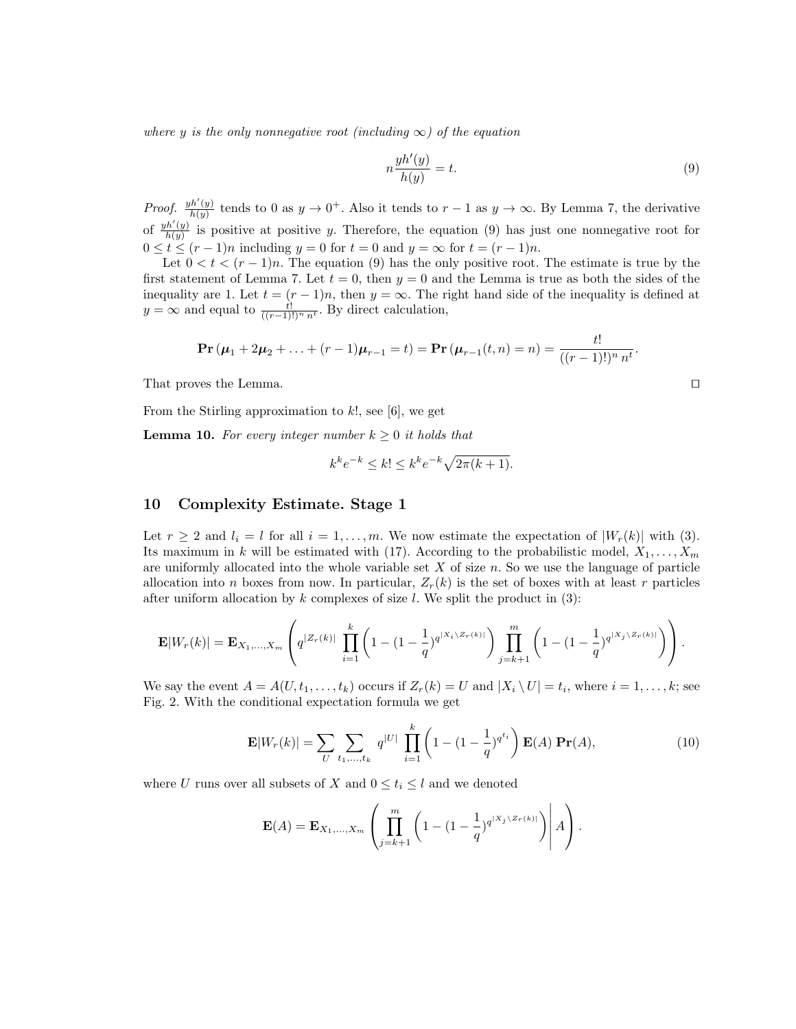*where $y$ is the only nonnegative root (including $\infty$) of the equation*

$$n\frac{yh'(y)}{h(y)} = t. \tag{9}$$

*Proof.* $\frac{yh'(y)}{h(y)}$ tends to 0 as $y \to 0^+$. Also it tends to $r-1$ as $y \to \infty$. By Lemma 7, the derivative of $\frac{yh'(y)}{h(y)}$ is positive at positive $y$. Therefore, the equation (9) has just one nonnegative root for $0 \le t \le (r-1)n$ including $y = 0$ for $t = 0$ and $y = \infty$ for $t = (r-1)n$.

Let $0 < t < (r-1)n$. The equation (9) has the only positive root. The estimate is true by the first statement of Lemma 7. Let $t = 0$, then $y = 0$ and the Lemma is true as both the sides of the inequality are 1. Let $t = (r-1)n$, then $y = \infty$. The right hand side of the inequality is defined at $y = \infty$ and equal to $\frac{t!}{((r-1)!)^n\, n^t}$. By direct calculation,

$$\mathbf{Pr}\left(\boldsymbol{\mu}_1 + 2\boldsymbol{\mu}_2 + \ldots + (r-1)\boldsymbol{\mu}_{r-1} = t\right) = \mathbf{Pr}\left(\boldsymbol{\mu}_{r-1}(t,n) = n\right) = \frac{t!}{((r-1)!)^n\, n^t}.$$

That proves the Lemma. $\square$

From the Stirling approximation to $k!$, see [6], we get

**Lemma 10.** *For every integer number $k \ge 0$ it holds that*

$$k^k e^{-k} \le k! \le k^k e^{-k}\sqrt{2\pi(k+1)}.$$

## 10 Complexity Estimate. Stage 1

Let $r \ge 2$ and $l_i = l$ for all $i = 1, \ldots, m$. We now estimate the expectation of $|W_r(k)|$ with (3). Its maximum in $k$ will be estimated with (17). According to the probabilistic model, $X_1, \ldots, X_m$ are uniformly allocated into the whole variable set $X$ of size $n$. So we use the language of particle allocation into $n$ boxes from now. In particular, $Z_r(k)$ is the set of boxes with at least $r$ particles after uniform allocation by $k$ complexes of size $l$. We split the product in (3):

$$\mathbf{E}|W_r(k)| = \mathbf{E}_{X_1,\ldots,X_m}\left(q^{|Z_r(k)|}\prod_{i=1}^{k}\left(1-(1-\frac{1}{q})^{q^{|X_i\setminus Z_r(k)|}}\right)\prod_{j=k+1}^{m}\left(1-(1-\frac{1}{q})^{q^{|X_j\setminus Z_r(k)|}}\right)\right).$$

We say the event $A = A(U, t_1, \ldots, t_k)$ occurs if $Z_r(k) = U$ and $|X_i \setminus U| = t_i$, where $i = 1, \ldots, k$; see Fig. 2. With the conditional expectation formula we get

$$\mathbf{E}|W_r(k)| = \sum_{U}\sum_{t_1,\ldots,t_k} q^{|U|}\prod_{i=1}^{k}\left(1-(1-\frac{1}{q})^{q^{t_i}}\right)\mathbf{E}(A)\,\mathbf{Pr}(A), \tag{10}$$

where $U$ runs over all subsets of $X$ and $0 \le t_i \le l$ and we denoted

$$\mathbf{E}(A) = \mathbf{E}_{X_1,\ldots,X_m}\left(\prod_{j=k+1}^{m}\left(1-(1-\frac{1}{q})^{q^{|X_j\setminus Z_r(k)|}}\right)\middle|\, A\right).$$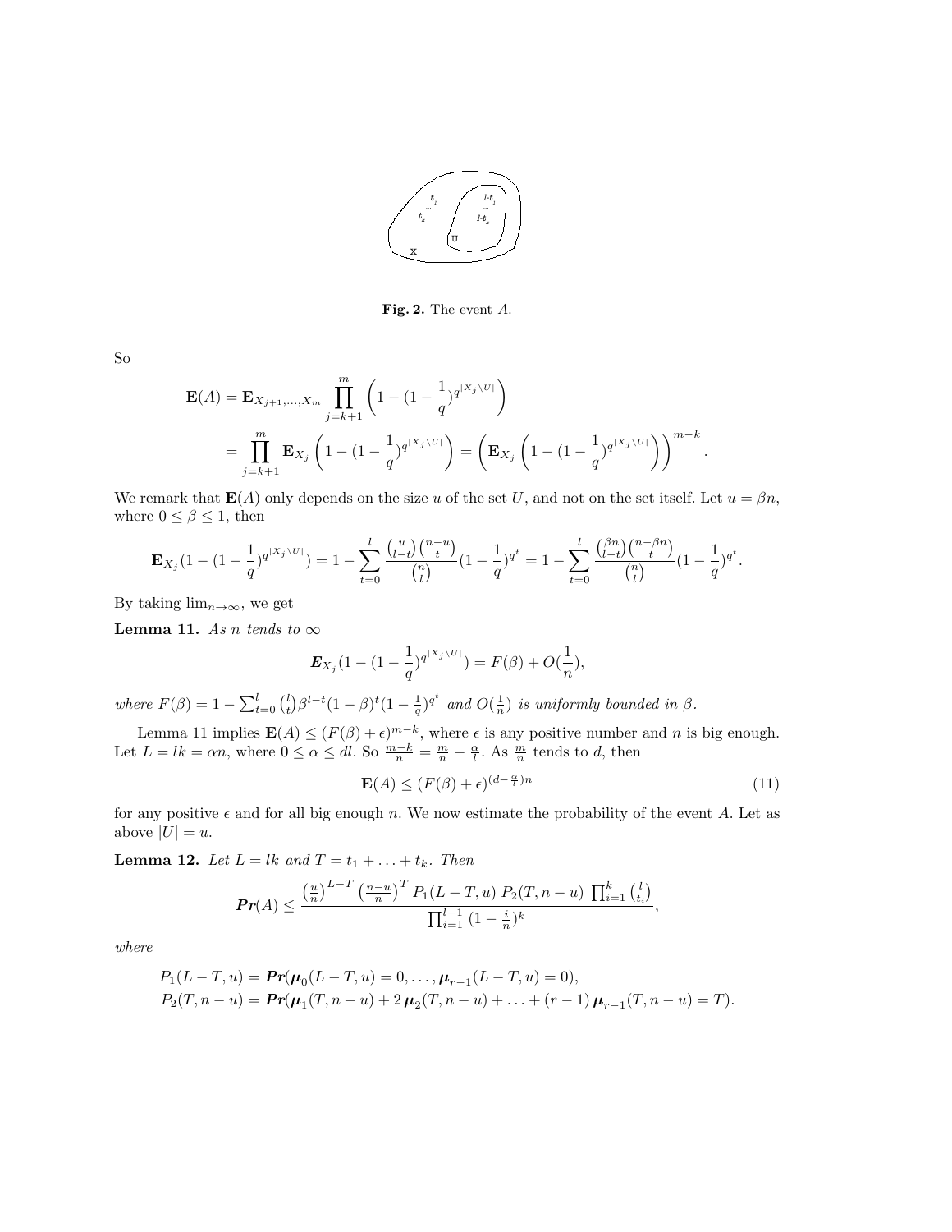**Fig. 2.** The event $A$.

So

$$
\begin{aligned}
\mathbf{E}(A) &= \mathbf{E}_{X_{j+1},\ldots,X_m} \prod_{j=k+1}^{m} \left(1-(1-\frac{1}{q})^{q^{|X_j\setminus U|}}\right) \\
&= \prod_{j=k+1}^{m} \mathbf{E}_{X_j}\left(1-(1-\frac{1}{q})^{q^{|X_j\setminus U|}}\right) = \left(\mathbf{E}_{X_j}\left(1-(1-\frac{1}{q})^{q^{|X_j\setminus U|}}\right)\right)^{m-k}.
\end{aligned}
$$

We remark that $\mathbf{E}(A)$ only depends on the size $u$ of the set $U$, and not on the set itself. Let $u=\beta n$, where $0\le\beta\le 1$, then

$$
\mathbf{E}_{X_j}(1-(1-\frac{1}{q})^{q^{|X_j\setminus U|}}) = 1-\sum_{t=0}^{l}\frac{\binom{u}{l-t}\binom{n-u}{t}}{\binom{n}{l}}(1-\frac{1}{q})^{q^t} = 1-\sum_{t=0}^{l}\frac{\binom{\beta n}{l-t}\binom{n-\beta n}{t}}{\binom{n}{l}}(1-\frac{1}{q})^{q^t}.
$$

By taking $\lim_{n\to\infty}$, we get

**Lemma 11.** *As $n$ tends to $\infty$*

$$
\boldsymbol{E}_{X_j}(1-(1-\frac{1}{q})^{q^{|X_j\setminus U|}}) = F(\beta)+O(\frac{1}{n}),
$$

*where $F(\beta)=1-\sum_{t=0}^{l}\binom{l}{t}\beta^{l-t}(1-\beta)^t(1-\frac{1}{q})^{q^t}$ and $O(\frac{1}{n})$ is uniformly bounded in $\beta$.*

Lemma 11 implies $\mathbf{E}(A)\le(F(\beta)+\epsilon)^{m-k}$, where $\epsilon$ is any positive number and $n$ is big enough. Let $L=lk=\alpha n$, where $0\le\alpha\le dl$. So $\frac{m-k}{n}=\frac{m}{n}-\frac{\alpha}{l}$. As $\frac{m}{n}$ tends to $d$, then

$$
\mathbf{E}(A)\le(F(\beta)+\epsilon)^{(d-\frac{\alpha}{l})n} \tag{11}
$$

for any positive $\epsilon$ and for all big enough $n$. We now estimate the probability of the event $A$. Let as above $|U|=u$.

**Lemma 12.** *Let $L=lk$ and $T=t_1+\ldots+t_k$. Then*

$$
\boldsymbol{Pr}(A)\le\frac{\left(\frac{u}{n}\right)^{L-T}\left(\frac{n-u}{n}\right)^{T}P_1(L-T,u)\;P_2(T,n-u)\;\prod_{i=1}^{k}\binom{l}{t_i}}{\prod_{i=1}^{l-1}(1-\frac{i}{n})^k},
$$

*where*

$$
\begin{aligned}
P_1(L-T,u) &= \boldsymbol{Pr}(\boldsymbol{\mu}_0(L-T,u)=0,\ldots,\boldsymbol{\mu}_{r-1}(L-T,u)=0),\\
P_2(T,n-u) &= \boldsymbol{Pr}(\boldsymbol{\mu}_1(T,n-u)+2\,\boldsymbol{\mu}_2(T,n-u)+\ldots+(r-1)\,\boldsymbol{\mu}_{r-1}(T,n-u)=T).
\end{aligned}
$$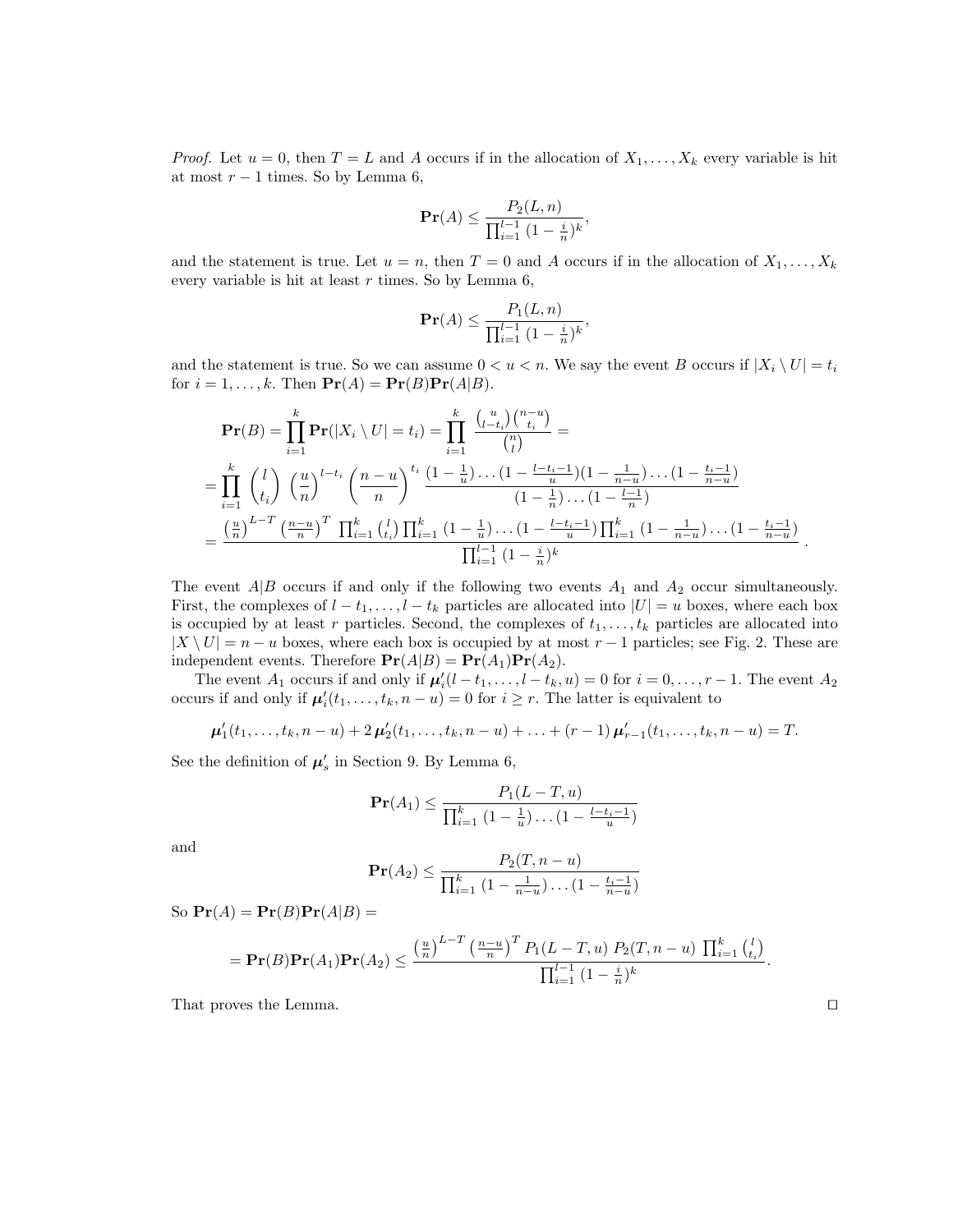*Proof.* Let $u = 0$, then $T = L$ and $A$ occurs if in the allocation of $X_1, \ldots, X_k$ every variable is hit at most $r-1$ times. So by Lemma 6,

$$\mathbf{Pr}(A) \le \frac{P_2(L,n)}{\prod_{i=1}^{l-1}(1-\frac{i}{n})^k},$$

and the statement is true. Let $u = n$, then $T = 0$ and $A$ occurs if in the allocation of $X_1, \ldots, X_k$ every variable is hit at least $r$ times. So by Lemma 6,

$$\mathbf{Pr}(A) \le \frac{P_1(L,n)}{\prod_{i=1}^{l-1}(1-\frac{i}{n})^k},$$

and the statement is true. So we can assume $0 < u < n$. We say the event $B$ occurs if $|X_i \setminus U| = t_i$ for $i = 1, \ldots, k$. Then $\mathbf{Pr}(A) = \mathbf{Pr}(B)\mathbf{Pr}(A|B)$.

$$\mathbf{Pr}(B) = \prod_{i=1}^{k} \mathbf{Pr}(|X_i \setminus U| = t_i) = \prod_{i=1}^{k} \frac{\binom{u}{l-t_i}\binom{n-u}{t_i}}{\binom{n}{l}} =$$

$$= \prod_{i=1}^{k} \binom{l}{t_i} \left(\frac{u}{n}\right)^{l-t_i} \left(\frac{n-u}{n}\right)^{t_i} \frac{(1-\frac{1}{u})\ldots(1-\frac{l-t_i-1}{u})(1-\frac{1}{n-u})\ldots(1-\frac{t_i-1}{n-u})}{(1-\frac{1}{n})\ldots(1-\frac{l-1}{n})}$$

$$= \frac{\left(\frac{u}{n}\right)^{L-T}\left(\frac{n-u}{n}\right)^{T} \prod_{i=1}^{k}\binom{l}{t_i} \prod_{i=1}^{k}(1-\frac{1}{u})\ldots(1-\frac{l-t_i-1}{u}) \prod_{i=1}^{k}(1-\frac{1}{n-u})\ldots(1-\frac{t_i-1}{n-u})}{\prod_{i=1}^{l-1}(1-\frac{i}{n})^k}.$$

The event $A|B$ occurs if and only if the following two events $A_1$ and $A_2$ occur simultaneously. First, the complexes of $l-t_1, \ldots, l-t_k$ particles are allocated into $|U| = u$ boxes, where each box is occupied by at least $r$ particles. Second, the complexes of $t_1, \ldots, t_k$ particles are allocated into $|X \setminus U| = n-u$ boxes, where each box is occupied by at most $r-1$ particles; see Fig. 2. These are independent events. Therefore $\mathbf{Pr}(A|B) = \mathbf{Pr}(A_1)\mathbf{Pr}(A_2)$.

The event $A_1$ occurs if and only if $\boldsymbol{\mu}'_i(l-t_1, \ldots, l-t_k, u) = 0$ for $i = 0, \ldots, r-1$. The event $A_2$ occurs if and only if $\boldsymbol{\mu}'_i(t_1, \ldots, t_k, n-u) = 0$ for $i \ge r$. The latter is equivalent to

$$\boldsymbol{\mu}'_1(t_1, \ldots, t_k, n-u) + 2\,\boldsymbol{\mu}'_2(t_1, \ldots, t_k, n-u) + \ldots + (r-1)\,\boldsymbol{\mu}'_{r-1}(t_1, \ldots, t_k, n-u) = T.$$

See the definition of $\boldsymbol{\mu}'_s$ in Section 9. By Lemma 6,

$$\mathbf{Pr}(A_1) \le \frac{P_1(L-T,u)}{\prod_{i=1}^{k}(1-\frac{1}{u})\ldots(1-\frac{l-t_i-1}{u})}$$

and

$$\mathbf{Pr}(A_2) \le \frac{P_2(T,n-u)}{\prod_{i=1}^{k}(1-\frac{1}{n-u})\ldots(1-\frac{t_i-1}{n-u})}$$

So $\mathbf{Pr}(A) = \mathbf{Pr}(B)\mathbf{Pr}(A|B) =$

$$= \mathbf{Pr}(B)\mathbf{Pr}(A_1)\mathbf{Pr}(A_2) \le \frac{\left(\frac{u}{n}\right)^{L-T}\left(\frac{n-u}{n}\right)^{T} P_1(L-T,u)\, P_2(T,n-u)\, \prod_{i=1}^{k}\binom{l}{t_i}}{\prod_{i=1}^{l-1}(1-\frac{i}{n})^k}.$$

That proves the Lemma. $\square$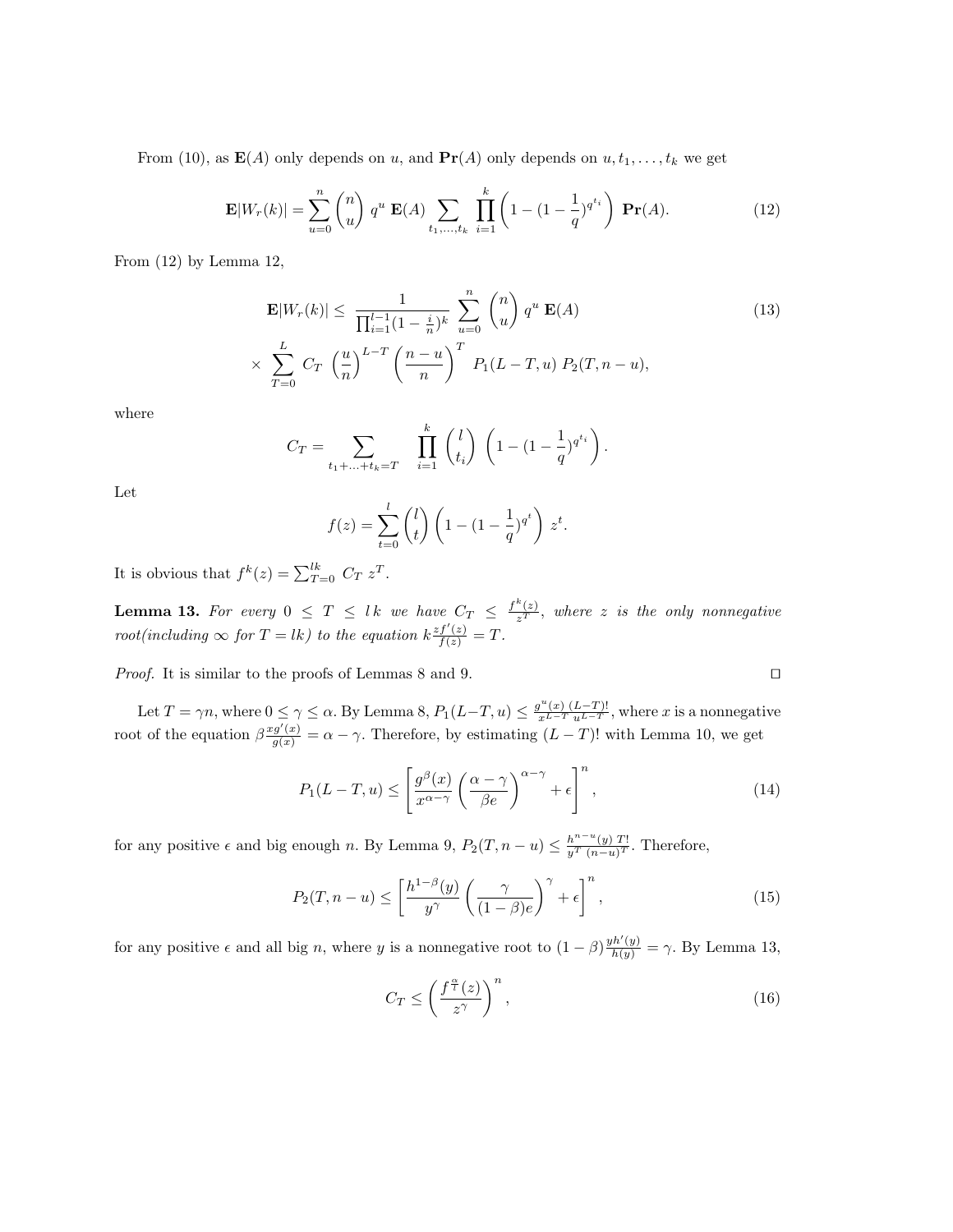From (10), as $\mathbf{E}(A)$ only depends on $u$, and $\mathbf{Pr}(A)$ only depends on $u, t_1, \ldots, t_k$ we get

$$\mathbf{E}|W_r(k)| = \sum_{u=0}^{n} \binom{n}{u} \; q^u \; \mathbf{E}(A) \sum_{t_1,\ldots,t_k} \; \prod_{i=1}^{k} \left(1 - (1 - \frac{1}{q})^{q^{t_i}}\right) \; \mathbf{Pr}(A). \tag{12}$$

From (12) by Lemma 12,

$$\mathbf{E}|W_r(k)| \leq \; \frac{1}{\prod_{i=1}^{l-1}(1-\frac{i}{n})^k} \; \sum_{u=0}^{n} \; \binom{n}{u} \; q^u \; \mathbf{E}(A) \tag{13}$$

$$\times \; \sum_{T=0}^{L} \; C_T \; \left(\frac{u}{n}\right)^{L-T} \left(\frac{n-u}{n}\right)^{T} \; P_1(L-T, u) \; P_2(T, n-u),$$

where

$$C_T = \sum_{t_1+\ldots+t_k=T} \quad \prod_{i=1}^{k} \binom{l}{t_i} \; \left(1 - (1-\frac{1}{q})^{q^{t_i}}\right).$$

Let

$$f(z) = \sum_{t=0}^{l} \binom{l}{t} \left(1 - (1-\frac{1}{q})^{q^t}\right) \; z^t.$$

It is obvious that $f^k(z) = \sum_{T=0}^{lk} \; C_T \; z^T$.

**Lemma 13.** *For every $0 \leq T \leq l\,k$ we have $C_T \leq \frac{f^k(z)}{z^T}$, where $z$ is the only nonnegative root(including $\infty$ for $T = lk$) to the equation $k\frac{zf'(z)}{f(z)} = T$.*

*Proof.* It is similar to the proofs of Lemmas 8 and 9. $\square$

Let $T = \gamma n$, where $0 \leq \gamma \leq \alpha$. By Lemma 8, $P_1(L-T, u) \leq \frac{g^u(x)\;(L-T)!}{x^{L-T}\;u^{L-T}}$, where $x$ is a nonnegative root of the equation $\beta\frac{xg'(x)}{g(x)} = \alpha - \gamma$. Therefore, by estimating $(L-T)!$ with Lemma 10, we get

$$P_1(L-T, u) \leq \left[\frac{g^{\beta}(x)}{x^{\alpha-\gamma}} \left(\frac{\alpha - \gamma}{\beta e}\right)^{\alpha-\gamma} + \epsilon\right]^n, \tag{14}$$

for any positive $\epsilon$ and big enough $n$. By Lemma 9, $P_2(T, n-u) \leq \frac{h^{n-u}(y)\;T!}{y^T\;(n-u)^T}$. Therefore,

$$P_2(T, n-u) \leq \left[\frac{h^{1-\beta}(y)}{y^{\gamma}} \left(\frac{\gamma}{(1-\beta)e}\right)^{\gamma} + \epsilon\right]^n, \tag{15}$$

for any positive $\epsilon$ and all big $n$, where $y$ is a nonnegative root to $(1-\beta)\frac{yh'(y)}{h(y)} = \gamma$. By Lemma 13,

$$C_T \leq \left(\frac{f^{\frac{\alpha}{l}}(z)}{z^{\gamma}}\right)^n, \tag{16}$$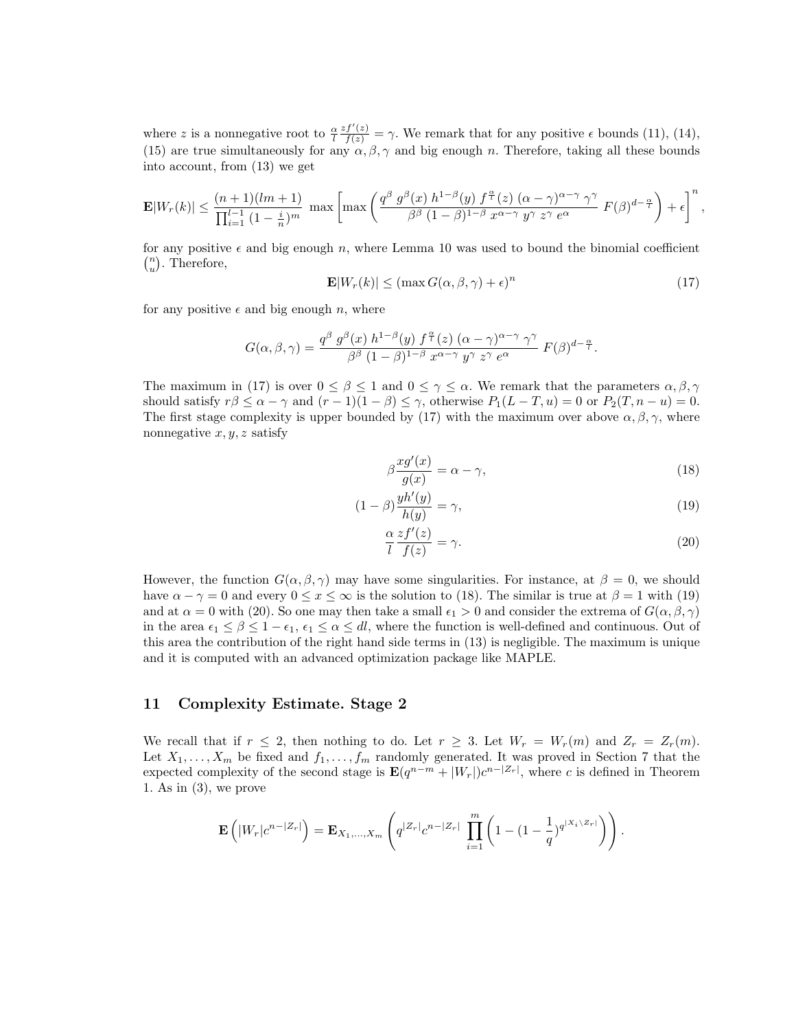where $z$ is a nonnegative root to $\frac{\alpha}{l}\frac{zf'(z)}{f(z)} = \gamma$. We remark that for any positive $\epsilon$ bounds (11), (14), (15) are true simultaneously for any $\alpha, \beta, \gamma$ and big enough $n$. Therefore, taking all these bounds into account, from (13) we get

$$\mathbf{E}|W_r(k)| \leq \frac{(n+1)(lm+1)}{\prod_{i=1}^{l-1}(1-\frac{i}{n})^m} \max\left[\max\left(\frac{q^\beta\, g^\beta(x)\, h^{1-\beta}(y)\, f^{\frac{\alpha}{l}}(z)\, (\alpha-\gamma)^{\alpha-\gamma}\, \gamma^\gamma}{\beta^\beta\, (1-\beta)^{1-\beta}\, x^{\alpha-\gamma}\, y^\gamma\, z^\gamma\, e^\alpha}\, F(\beta)^{d-\frac{\alpha}{l}}\right) + \epsilon\right]^n,$$

for any positive $\epsilon$ and big enough $n$, where Lemma 10 was used to bound the binomial coefficient $\binom{n}{u}$. Therefore,

$$\mathbf{E}|W_r(k)| \leq (\max G(\alpha, \beta, \gamma) + \epsilon)^n \tag{17}$$

for any positive $\epsilon$ and big enough $n$, where

$$G(\alpha, \beta, \gamma) = \frac{q^\beta\, g^\beta(x)\, h^{1-\beta}(y)\, f^{\frac{\alpha}{l}}(z)\, (\alpha-\gamma)^{\alpha-\gamma}\, \gamma^\gamma}{\beta^\beta\, (1-\beta)^{1-\beta}\, x^{\alpha-\gamma}\, y^\gamma\, z^\gamma\, e^\alpha}\, F(\beta)^{d-\frac{\alpha}{l}}.$$

The maximum in (17) is over $0 \leq \beta \leq 1$ and $0 \leq \gamma \leq \alpha$. We remark that the parameters $\alpha, \beta, \gamma$ should satisfy $r\beta \leq \alpha - \gamma$ and $(r-1)(1-\beta) \leq \gamma$, otherwise $P_1(L-T, u) = 0$ or $P_2(T, n-u) = 0$. The first stage complexity is upper bounded by (17) with the maximum over above $\alpha, \beta, \gamma$, where nonnegative $x, y, z$ satisfy

$$\beta\frac{xg'(x)}{g(x)} = \alpha - \gamma, \tag{18}$$

$$(1-\beta)\frac{yh'(y)}{h(y)} = \gamma, \tag{19}$$

$$\frac{\alpha}{l}\frac{zf'(z)}{f(z)} = \gamma. \tag{20}$$

However, the function $G(\alpha, \beta, \gamma)$ may have some singularities. For instance, at $\beta = 0$, we should have $\alpha - \gamma = 0$ and every $0 \leq x \leq \infty$ is the solution to (18). The similar is true at $\beta = 1$ with (19) and at $\alpha = 0$ with (20). So one may then take a small $\epsilon_1 > 0$ and consider the extrema of $G(\alpha, \beta, \gamma)$ in the area $\epsilon_1 \leq \beta \leq 1 - \epsilon_1$, $\epsilon_1 \leq \alpha \leq dl$, where the function is well-defined and continuous. Out of this area the contribution of the right hand side terms in (13) is negligible. The maximum is unique and it is computed with an advanced optimization package like MAPLE.

## 11 Complexity Estimate. Stage 2

We recall that if $r \leq 2$, then nothing to do. Let $r \geq 3$. Let $W_r = W_r(m)$ and $Z_r = Z_r(m)$. Let $X_1, \ldots, X_m$ be fixed and $f_1, \ldots, f_m$ randomly generated. It was proved in Section 7 that the expected complexity of the second stage is $\mathbf{E}(q^{n-m} + |W_r|)c^{n-|Z_r|}$, where $c$ is defined in Theorem 1. As in (3), we prove

$$\mathbf{E}\left(|W_r|c^{n-|Z_r|}\right) = \mathbf{E}_{X_1,\ldots,X_m}\left(q^{|Z_r|}c^{n-|Z_r|}\prod_{i=1}^{m}\left(1-(1-\frac{1}{q})^{q^{|X_i\setminus Z_r|}}\right)\right).$$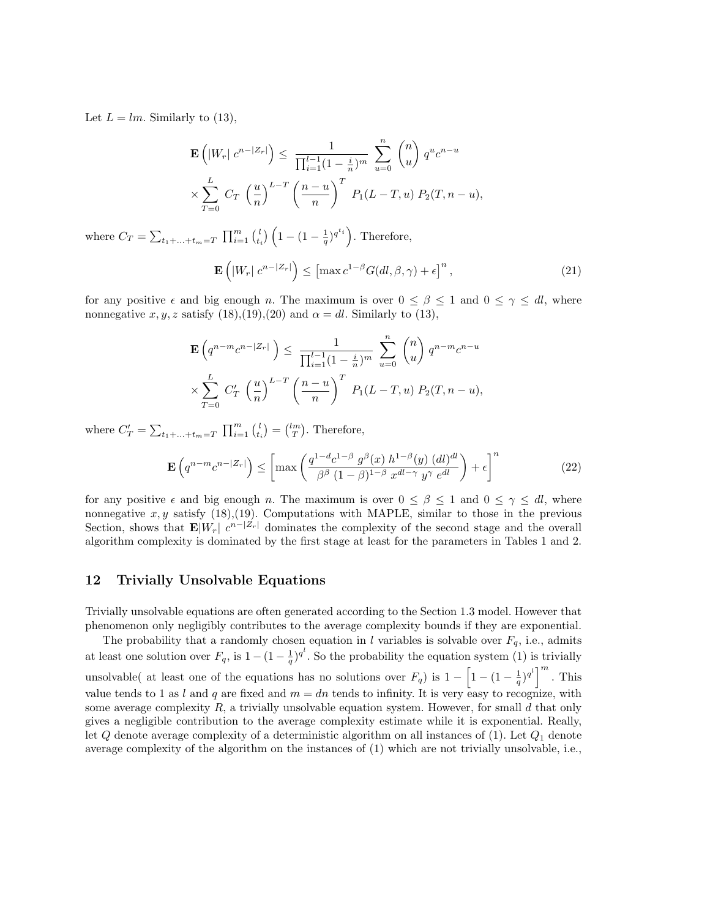Let $L = lm$. Similarly to (13),

$$\mathbf{E}\left(|W_r|\ c^{n-|Z_r|}\right) \leq \frac{1}{\prod_{i=1}^{l-1}(1-\frac{i}{n})^m} \sum_{u=0}^{n} \binom{n}{u} q^u c^{n-u}$$
$$\times \sum_{T=0}^{L} C_T \left(\frac{u}{n}\right)^{L-T} \left(\frac{n-u}{n}\right)^T P_1(L-T,u)\ P_2(T,n-u),$$

where $C_T = \sum_{t_1+\ldots+t_m=T} \prod_{i=1}^{m} \binom{l}{t_i} \left(1-(1-\frac{1}{q})^{q^{t_i}}\right)$. Therefore,

$$\mathbf{E}\left(|W_r|\ c^{n-|Z_r|}\right) \leq \left[\max c^{1-\beta} G(dl,\beta,\gamma) + \epsilon\right]^n, \tag{21}$$

for any positive $\epsilon$ and big enough $n$. The maximum is over $0 \leq \beta \leq 1$ and $0 \leq \gamma \leq dl$, where nonnegative $x, y, z$ satisfy (18),(19),(20) and $\alpha = dl$. Similarly to (13),

$$\mathbf{E}\left(q^{n-m} c^{n-|Z_r|}\right) \leq \frac{1}{\prod_{i=1}^{l-1}(1-\frac{i}{n})^m} \sum_{u=0}^{n} \binom{n}{u} q^{n-m} c^{n-u}$$
$$\times \sum_{T=0}^{L} C'_T \left(\frac{u}{n}\right)^{L-T} \left(\frac{n-u}{n}\right)^T P_1(L-T,u)\ P_2(T,n-u),$$

where $C'_T = \sum_{t_1+\ldots+t_m=T} \prod_{i=1}^{m} \binom{l}{t_i} = \binom{lm}{T}$. Therefore,

$$\mathbf{E}\left(q^{n-m} c^{n-|Z_r|}\right) \leq \left[\max\left(\frac{q^{1-d} c^{1-\beta}\ g^{\beta}(x)\ h^{1-\beta}(y)\ (dl)^{dl}}{\beta^{\beta}\ (1-\beta)^{1-\beta}\ x^{dl-\gamma}\ y^{\gamma}\ e^{dl}}\right) + \epsilon\right]^n \tag{22}$$

for any positive $\epsilon$ and big enough $n$. The maximum is over $0 \leq \beta \leq 1$ and $0 \leq \gamma \leq dl$, where nonnegative $x, y$ satisfy (18),(19). Computations with MAPLE, similar to those in the previous Section, shows that $\mathbf{E}|W_r|\ c^{n-|Z_r|}$ dominates the complexity of the second stage and the overall algorithm complexity is dominated by the first stage at least for the parameters in Tables 1 and 2.

## 12 Trivially Unsolvable Equations

Trivially unsolvable equations are often generated according to the Section 1.3 model. However that phenomenon only negligibly contributes to the average complexity bounds if they are exponential.

The probability that a randomly chosen equation in $l$ variables is solvable over $F_q$, i.e., admits at least one solution over $F_q$, is $1-(1-\frac{1}{q})^{q^l}$. So the probability the equation system (1) is trivially unsolvable( at least one of the equations has no solutions over $F_q$) is $1-\left[1-(1-\frac{1}{q})^{q^l}\right]^m$. This value tends to 1 as $l$ and $q$ are fixed and $m = dn$ tends to infinity. It is very easy to recognize, with some average complexity $R$, a trivially unsolvable equation system. However, for small $d$ that only gives a negligible contribution to the average complexity estimate while it is exponential. Really, let $Q$ denote average complexity of a deterministic algorithm on all instances of (1). Let $Q_1$ denote average complexity of the algorithm on the instances of (1) which are not trivially unsolvable, i.e.,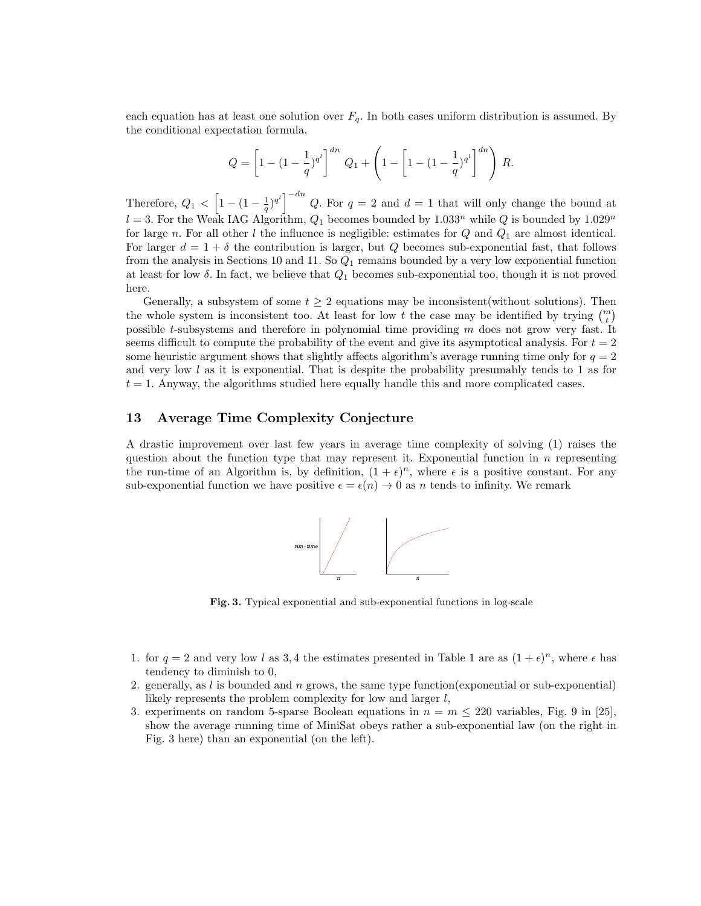each equation has at least one solution over $F_q$. In both cases uniform distribution is assumed. By the conditional expectation formula,

$$Q = \left[1 - (1 - \frac{1}{q})^{q^l}\right]^{dn} Q_1 + \left(1 - \left[1 - (1 - \frac{1}{q})^{q^l}\right]^{dn}\right) R.$$

Therefore, $Q_1 < \left[1 - (1 - \frac{1}{q})^{q^l}\right]^{-dn} Q$. For $q = 2$ and $d = 1$ that will only change the bound at $l = 3$. For the Weak IAG Algorithm, $Q_1$ becomes bounded by $1.033^n$ while $Q$ is bounded by $1.029^n$ for large $n$. For all other $l$ the influence is negligible: estimates for $Q$ and $Q_1$ are almost identical. For larger $d = 1 + \delta$ the contribution is larger, but $Q$ becomes sub-exponential fast, that follows from the analysis in Sections 10 and 11. So $Q_1$ remains bounded by a very low exponential function at least for low $\delta$. In fact, we believe that $Q_1$ becomes sub-exponential too, though it is not proved here.

Generally, a subsystem of some $t \geq 2$ equations may be inconsistent(without solutions). Then the whole system is inconsistent too. At least for low $t$ the case may be identified by trying $\binom{m}{t}$ possible $t$-subsystems and therefore in polynomial time providing $m$ does not grow very fast. It seems difficult to compute the probability of the event and give its asymptotical analysis. For $t = 2$ some heuristic argument shows that slightly affects algorithm's average running time only for $q = 2$ and very low $l$ as it is exponential. That is despite the probability presumably tends to 1 as for $t = 1$. Anyway, the algorithms studied here equally handle this and more complicated cases.

## 13 Average Time Complexity Conjecture

A drastic improvement over last few years in average time complexity of solving (1) raises the question about the function type that may represent it. Exponential function in $n$ representing the run-time of an Algorithm is, by definition, $(1 + \epsilon)^n$, where $\epsilon$ is a positive constant. For any sub-exponential function we have positive $\epsilon = \epsilon(n) \to 0$ as $n$ tends to infinity. We remark

**Fig. 3.** Typical exponential and sub-exponential functions in log-scale

1. for $q = 2$ and very low $l$ as $3, 4$ the estimates presented in Table 1 are as $(1 + \epsilon)^n$, where $\epsilon$ has tendency to diminish to 0,
2. generally, as $l$ is bounded and $n$ grows, the same type function(exponential or sub-exponential) likely represents the problem complexity for low and larger $l$,
3. experiments on random 5-sparse Boolean equations in $n = m \leq 220$ variables, Fig. 9 in [25], show the average running time of MiniSat obeys rather a sub-exponential law (on the right in Fig. 3 here) than an exponential (on the left).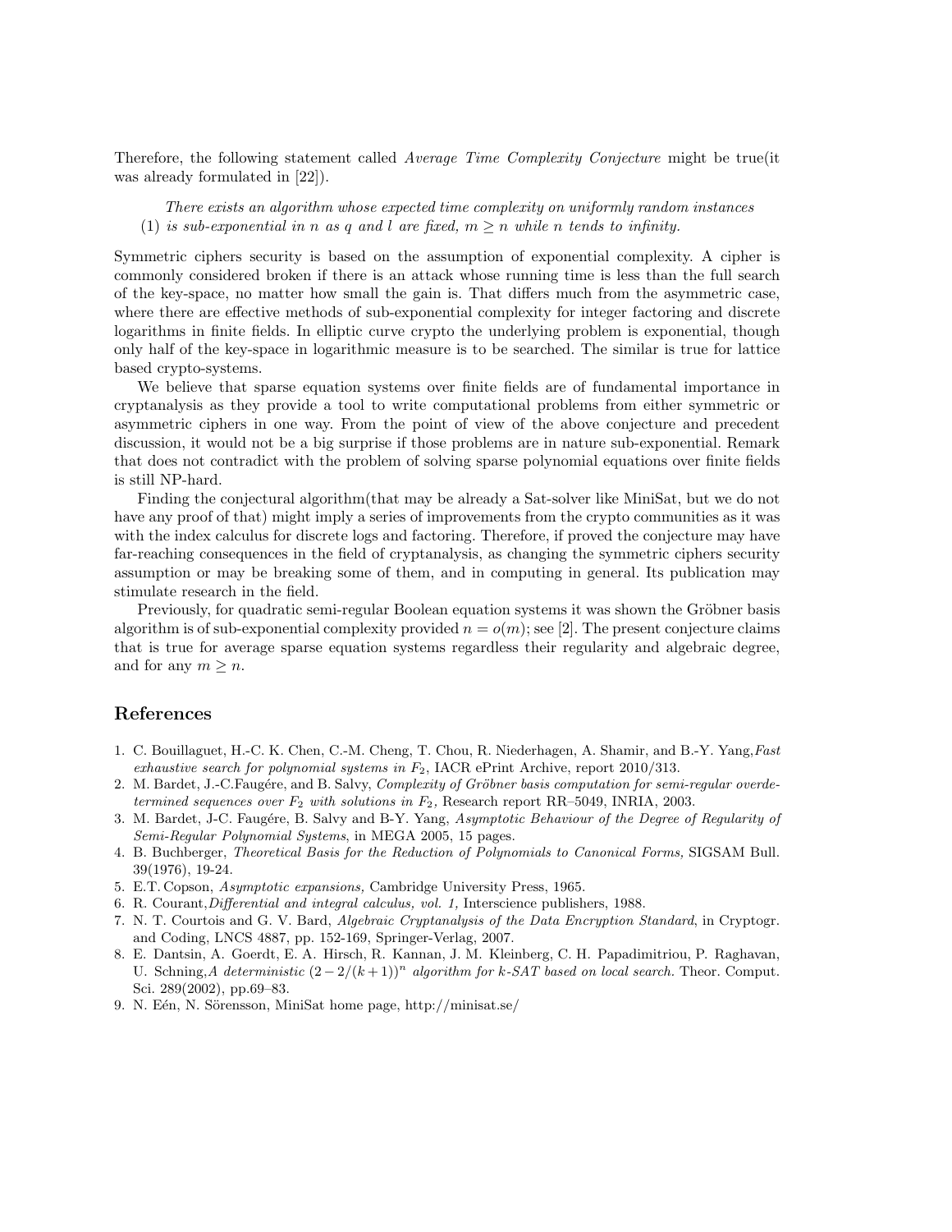Therefore, the following statement called *Average Time Complexity Conjecture* might be true(it was already formulated in [22]).

(1) *There exists an algorithm whose expected time complexity on uniformly random instances is sub-exponential in $n$ as $q$ and $l$ are fixed, $m \geq n$ while $n$ tends to infinity.*

Symmetric ciphers security is based on the assumption of exponential complexity. A cipher is commonly considered broken if there is an attack whose running time is less than the full search of the key-space, no matter how small the gain is. That differs much from the asymmetric case, where there are effective methods of sub-exponential complexity for integer factoring and discrete logarithms in finite fields. In elliptic curve crypto the underlying problem is exponential, though only half of the key-space in logarithmic measure is to be searched. The similar is true for lattice based crypto-systems.

We believe that sparse equation systems over finite fields are of fundamental importance in cryptanalysis as they provide a tool to write computational problems from either symmetric or asymmetric ciphers in one way. From the point of view of the above conjecture and precedent discussion, it would not be a big surprise if those problems are in nature sub-exponential. Remark that does not contradict with the problem of solving sparse polynomial equations over finite fields is still NP-hard.

Finding the conjectural algorithm(that may be already a Sat-solver like MiniSat, but we do not have any proof of that) might imply a series of improvements from the crypto communities as it was with the index calculus for discrete logs and factoring. Therefore, if proved the conjecture may have far-reaching consequences in the field of cryptanalysis, as changing the symmetric ciphers security assumption or may be breaking some of them, and in computing in general. Its publication may stimulate research in the field.

Previously, for quadratic semi-regular Boolean equation systems it was shown the Gröbner basis algorithm is of sub-exponential complexity provided $n = o(m)$; see [2]. The present conjecture claims that is true for average sparse equation systems regardless their regularity and algebraic degree, and for any $m \geq n$.

## References

1. C. Bouillaguet, H.-C. K. Chen, C.-M. Cheng, T. Chou, R. Niederhagen, A. Shamir, and B.-Y. Yang,*Fast exhaustive search for polynomial systems in $F_2$*, IACR ePrint Archive, report 2010/313.
2. M. Bardet, J.-C.Faugére, and B. Salvy, *Complexity of Gröbner basis computation for semi-regular overdetermined sequences over $F_2$ with solutions in $F_2$*, Research report RR–5049, INRIA, 2003.
3. M. Bardet, J-C. Faugére, B. Salvy and B-Y. Yang, *Asymptotic Behaviour of the Degree of Regularity of Semi-Regular Polynomial Systems*, in MEGA 2005, 15 pages.
4. B. Buchberger, *Theoretical Basis for the Reduction of Polynomials to Canonical Forms,* SIGSAM Bull. 39(1976), 19-24.
5. E.T. Copson, *Asymptotic expansions,* Cambridge University Press, 1965.
6. R. Courant,*Differential and integral calculus, vol. 1,* Interscience publishers, 1988.
7. N. T. Courtois and G. V. Bard, *Algebraic Cryptanalysis of the Data Encryption Standard*, in Cryptogr. and Coding, LNCS 4887, pp. 152-169, Springer-Verlag, 2007.
8. E. Dantsin, A. Goerdt, E. A. Hirsch, R. Kannan, J. M. Kleinberg, C. H. Papadimitriou, P. Raghavan, U. Schning,*A deterministic $(2-2/(k+1))^n$ algorithm for k-SAT based on local search.* Theor. Comput. Sci. 289(2002), pp.69–83.
9. N. Eén, N. Sörensson, MiniSat home page, http://minisat.se/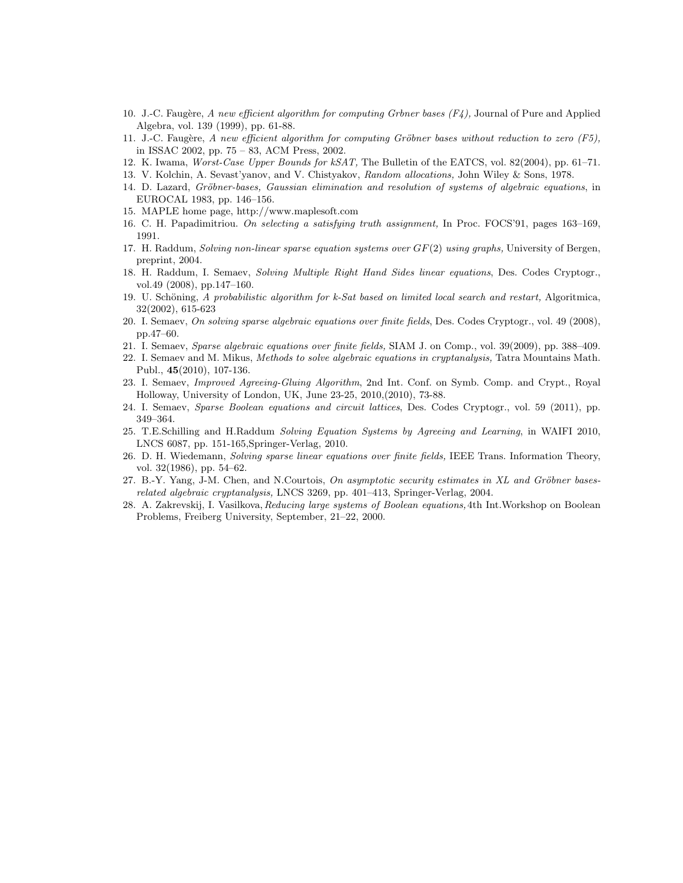10. J.-C. Faugère, *A new efficient algorithm for computing Grbner bases (F4),* Journal of Pure and Applied Algebra, vol. 139 (1999), pp. 61-88.
11. J.-C. Faugère, *A new efficient algorithm for computing Gröbner bases without reduction to zero (F5),* in ISSAC 2002, pp. 75 – 83, ACM Press, 2002.
12. K. Iwama, *Worst-Case Upper Bounds for kSAT,* The Bulletin of the EATCS, vol. 82(2004), pp. 61–71.
13. V. Kolchin, A. Sevast'yanov, and V. Chistyakov, *Random allocations,* John Wiley & Sons, 1978.
14. D. Lazard, *Gröbner-bases, Gaussian elimination and resolution of systems of algebraic equations*, in EUROCAL 1983, pp. 146–156.
15. MAPLE home page, http://www.maplesoft.com
16. C. H. Papadimitriou. *On selecting a satisfying truth assignment,* In Proc. FOCS'91, pages 163–169, 1991.
17. H. Raddum, *Solving non-linear sparse equation systems over $GF(2)$ using graphs,* University of Bergen, preprint, 2004.
18. H. Raddum, I. Semaev, *Solving Multiple Right Hand Sides linear equations*, Des. Codes Cryptogr., vol.49 (2008), pp.147–160.
19. U. Schöning, *A probabilistic algorithm for k-Sat based on limited local search and restart,* Algoritmica, 32(2002), 615-623
20. I. Semaev, *On solving sparse algebraic equations over finite fields*, Des. Codes Cryptogr., vol. 49 (2008), pp.47–60.
21. I. Semaev, *Sparse algebraic equations over finite fields,* SIAM J. on Comp., vol. 39(2009), pp. 388–409.
22. I. Semaev and M. Mikus, *Methods to solve algebraic equations in cryptanalysis,* Tatra Mountains Math. Publ., **45**(2010), 107-136.
23. I. Semaev, *Improved Agreeing-Gluing Algorithm*, 2nd Int. Conf. on Symb. Comp. and Crypt., Royal Holloway, University of London, UK, June 23-25, 2010,(2010), 73-88.
24. I. Semaev, *Sparse Boolean equations and circuit lattices*, Des. Codes Cryptogr., vol. 59 (2011), pp. 349–364.
25. T.E.Schilling and H.Raddum *Solving Equation Systems by Agreeing and Learning*, in WAIFI 2010, LNCS 6087, pp. 151-165,Springer-Verlag, 2010.
26. D. H. Wiedemann, *Solving sparse linear equations over finite fields,* IEEE Trans. Information Theory, vol. 32(1986), pp. 54–62.
27. B.-Y. Yang, J-M. Chen, and N.Courtois, *On asymptotic security estimates in XL and Gröbner bases-related algebraic cryptanalysis,* LNCS 3269, pp. 401–413, Springer-Verlag, 2004.
28. A. Zakrevskij, I. Vasilkova, *Reducing large systems of Boolean equations,* 4th Int.Workshop on Boolean Problems, Freiberg University, September, 21–22, 2000.